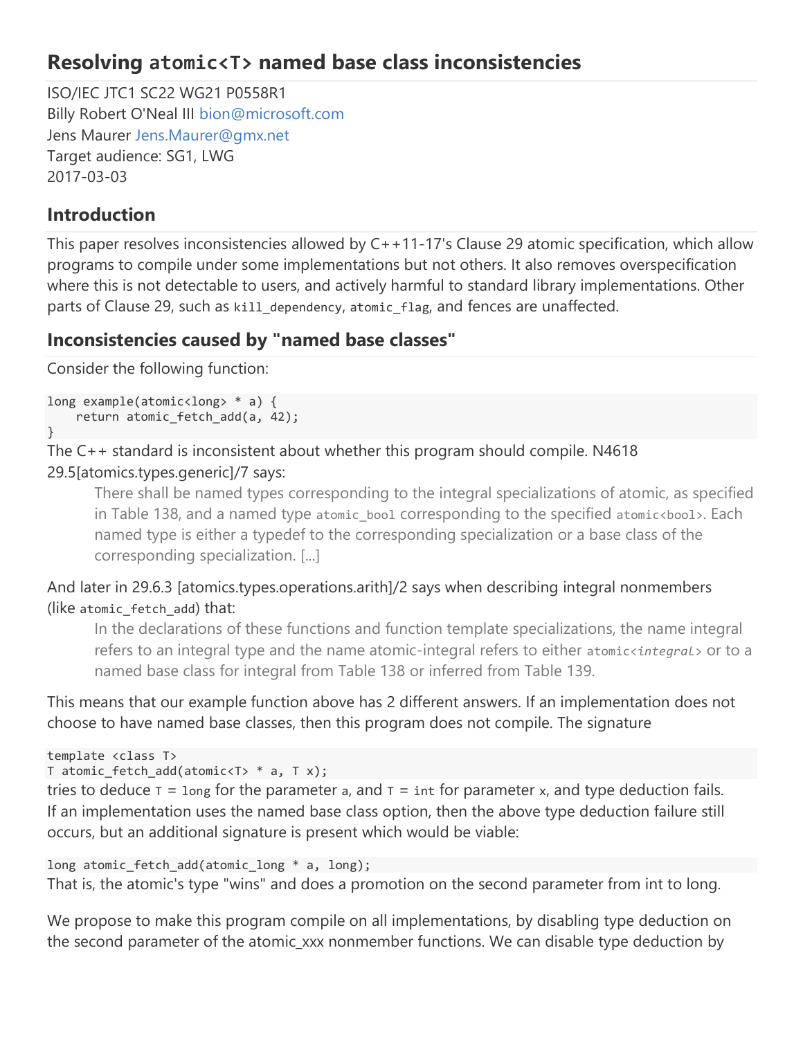# Resolving `atomic<T>` named base class inconsistencies

ISO/IEC JTC1 SC22 WG21 P0558R1
Billy Robert O'Neal III bion@microsoft.com
Jens Maurer Jens.Maurer@gmx.net
Target audience: SG1, LWG
2017-03-03

## Introduction

This paper resolves inconsistencies allowed by C++11-17's Clause 29 atomic specification, which allow programs to compile under some implementations but not others. It also removes overspecification where this is not detectable to users, and actively harmful to standard library implementations. Other parts of Clause 29, such as `kill_dependency`, `atomic_flag`, and fences are unaffected.

## Inconsistencies caused by "named base classes"

Consider the following function:

```
long example(atomic<long> * a) {
    return atomic_fetch_add(a, 42);
}
```

The C++ standard is inconsistent about whether this program should compile. N4618 29.5[atomics.types.generic]/7 says:

> There shall be named types corresponding to the integral specializations of atomic, as specified in Table 138, and a named type `atomic_bool` corresponding to the specified `atomic<bool>`. Each named type is either a typedef to the corresponding specialization or a base class of the corresponding specialization. [...]

And later in 29.6.3 [atomics.types.operations.arith]/2 says when describing integral nonmembers (like `atomic_fetch_add`) that:

> In the declarations of these functions and function template specializations, the name integral refers to an integral type and the name atomic-integral refers to either `atomic<integral>` or to a named base class for integral from Table 138 or inferred from Table 139.

This means that our example function above has 2 different answers. If an implementation does not choose to have named base classes, then this program does not compile. The signature

```
template <class T>
T atomic_fetch_add(atomic<T> * a, T x);
```

tries to deduce `T` = `long` for the parameter `a`, and `T` = `int` for parameter `x`, and type deduction fails. If an implementation uses the named base class option, then the above type deduction failure still occurs, but an additional signature is present which would be viable:

```
long atomic_fetch_add(atomic_long * a, long);
```

That is, the atomic's type "wins" and does a promotion on the second parameter from int to long.

We propose to make this program compile on all implementations, by disabling type deduction on the second parameter of the atomic_xxx nonmember functions. We can disable type deduction by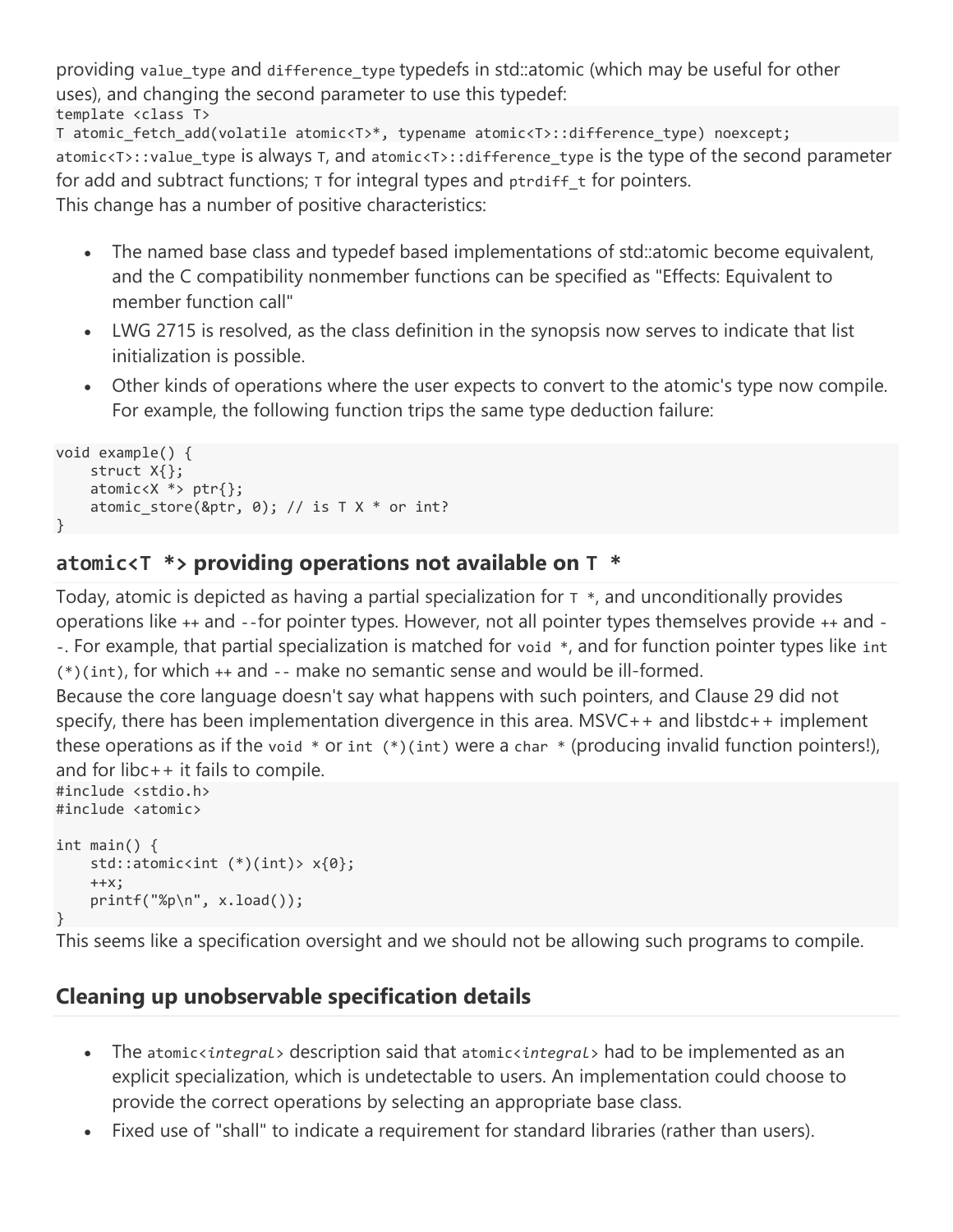providing `value_type` and `difference_type` typedefs in std::atomic (which may be useful for other uses), and changing the second parameter to use this typedef:

```
template <class T>
T atomic_fetch_add(volatile atomic<T>*, typename atomic<T>::difference_type) noexcept;
```

`atomic<T>::value_type` is always `T`, and `atomic<T>::difference_type` is the type of the second parameter for add and subtract functions; `T` for integral types and `ptrdiff_t` for pointers.

This change has a number of positive characteristics:

- The named base class and typedef based implementations of std::atomic become equivalent, and the C compatibility nonmember functions can be specified as "Effects: Equivalent to member function call"
- LWG 2715 is resolved, as the class definition in the synopsis now serves to indicate that list initialization is possible.
- Other kinds of operations where the user expects to convert to the atomic's type now compile. For example, the following function trips the same type deduction failure:

```
void example() {
    struct X{};
    atomic<X *> ptr{};
    atomic_store(&ptr, 0); // is T X * or int?
}
```

## `atomic<T *>` providing operations not available on `T *`

Today, atomic is depicted as having a partial specialization for `T *`, and unconditionally provides operations like `++` and `--`for pointer types. However, not all pointer types themselves provide `++` and `--`. For example, that partial specialization is matched for `void *`, and for function pointer types like `int (*)(int)`, for which `++` and `--` make no semantic sense and would be ill-formed.

Because the core language doesn't say what happens with such pointers, and Clause 29 did not specify, there has been implementation divergence in this area. MSVC++ and libstdc++ implement these operations as if the `void *` or `int (*)(int)` were a `char *` (producing invalid function pointers!), and for libc++ it fails to compile.

```
#include <stdio.h>
#include <atomic>

int main() {
    std::atomic<int (*)(int)> x{0};
    ++x;
    printf("%p\n", x.load());
}
```

This seems like a specification oversight and we should not be allowing such programs to compile.

## Cleaning up unobservable specification details

- The `atomic<integral>` description said that `atomic<integral>` had to be implemented as an explicit specialization, which is undetectable to users. An implementation could choose to provide the correct operations by selecting an appropriate base class.
- Fixed use of "shall" to indicate a requirement for standard libraries (rather than users).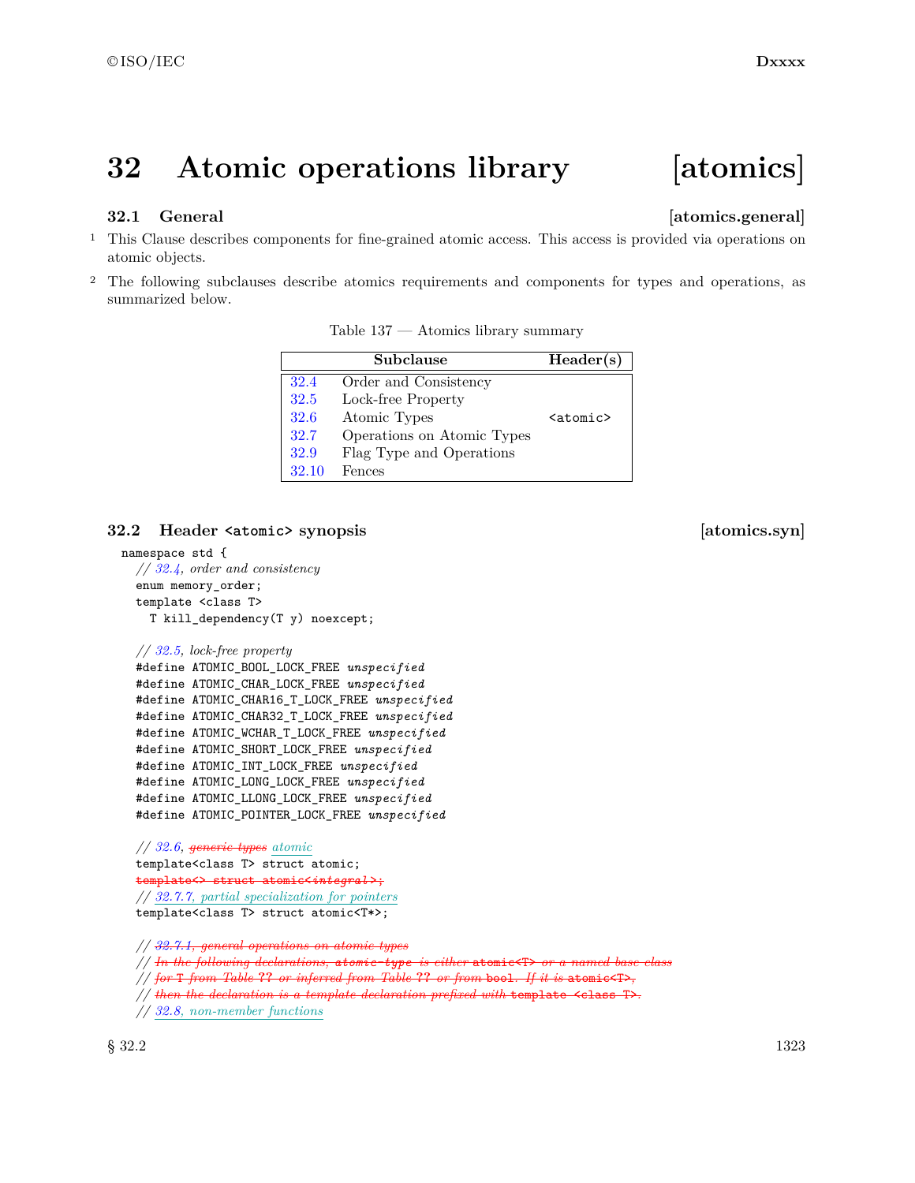# 32 Atomic operations library [atomics]

## 32.1 General [atomics.general]

1 This Clause describes components for fine-grained atomic access. This access is provided via operations on atomic objects.

2 The following subclauses describe atomics requirements and components for types and operations, as summarized below.

Table 137 — Atomics library summary

| | Subclause | Header(s) |
|---|---|---|
| 32.4 | Order and Consistency | |
| 32.5 | Lock-free Property | |
| 32.6 | Atomic Types | `<atomic>` |
| 32.7 | Operations on Atomic Types | |
| 32.9 | Flag Type and Operations | |
| 32.10 | Fences | |

## 32.2 Header `<atomic>` synopsis [atomics.syn]

```
namespace std {
  // 32.4, order and consistency
  enum memory_order;
  template <class T>
    T kill_dependency(T y) noexcept;

  // 32.5, lock-free property
  #define ATOMIC_BOOL_LOCK_FREE unspecified
  #define ATOMIC_CHAR_LOCK_FREE unspecified
  #define ATOMIC_CHAR16_T_LOCK_FREE unspecified
  #define ATOMIC_CHAR32_T_LOCK_FREE unspecified
  #define ATOMIC_WCHAR_T_LOCK_FREE unspecified
  #define ATOMIC_SHORT_LOCK_FREE unspecified
  #define ATOMIC_INT_LOCK_FREE unspecified
  #define ATOMIC_LONG_LOCK_FREE unspecified
  #define ATOMIC_LLONG_LOCK_FREE unspecified
  #define ATOMIC_POINTER_LOCK_FREE unspecified

  // 32.6, generic types atomic
  template<class T> struct atomic;
  template<> struct atomic<integral>;
  // 32.7.7, partial specialization for pointers
  template<class T> struct atomic<T*>;

  // 32.7.1, general operations on atomic types
  // In the following declarations, atomic-type is either atomic<T> or a named base class
  // for T from Table ?? or inferred from Table ?? or from bool. If it is atomic<T>,
  // then the declaration is a template declaration prefixed with template <class T>.
  // 32.8, non-member functions
```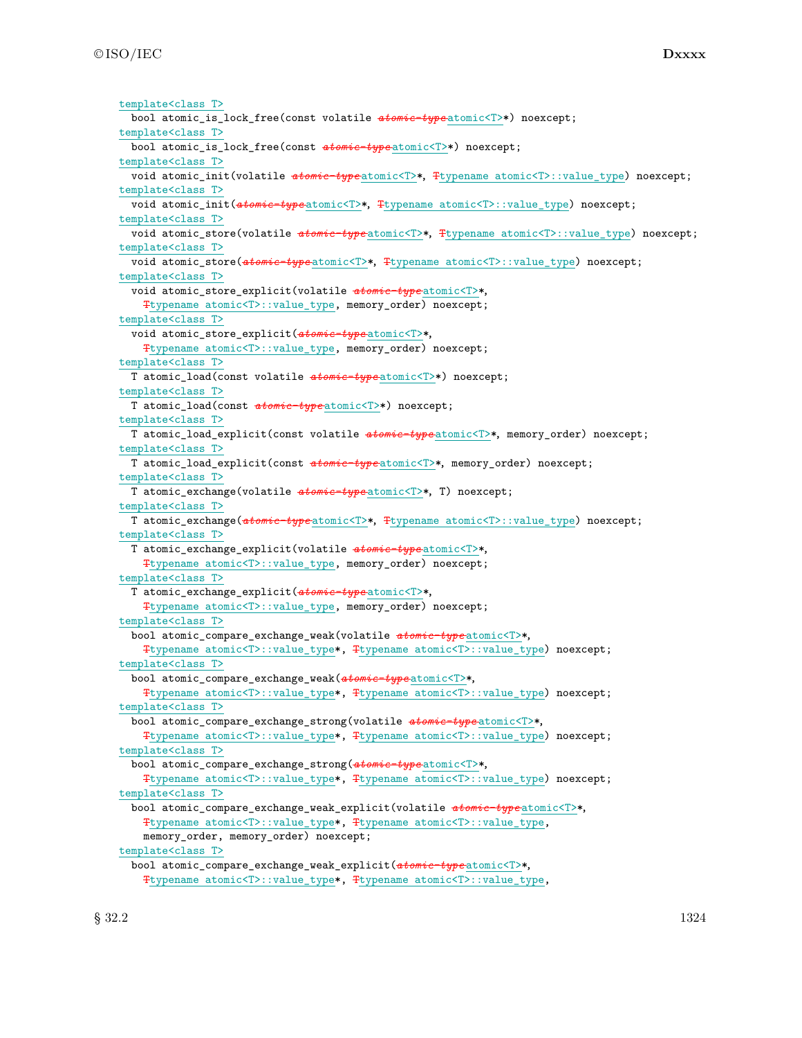template<class T>
  bool atomic_is_lock_free(const volatile ~~*atomic-type*~~atomic<T>*) noexcept;
template<class T>
  bool atomic_is_lock_free(const ~~*atomic-type*~~atomic<T>*) noexcept;
template<class T>
  void atomic_init(volatile ~~*atomic-type*~~atomic<T>*, ~~T~~typename atomic<T>::value_type) noexcept;
template<class T>
  void atomic_init(~~*atomic-type*~~atomic<T>*, ~~T~~typename atomic<T>::value_type) noexcept;
template<class T>
  void atomic_store(volatile ~~*atomic-type*~~atomic<T>*, ~~T~~typename atomic<T>::value_type) noexcept;
template<class T>
  void atomic_store(~~*atomic-type*~~atomic<T>*, ~~T~~typename atomic<T>::value_type) noexcept;
template<class T>
  void atomic_store_explicit(volatile ~~*atomic-type*~~atomic<T>*,
    ~~T~~typename atomic<T>::value_type, memory_order) noexcept;
template<class T>
  void atomic_store_explicit(~~*atomic-type*~~atomic<T>*,
    ~~T~~typename atomic<T>::value_type, memory_order) noexcept;
template<class T>
  T atomic_load(const volatile ~~*atomic-type*~~atomic<T>*) noexcept;
template<class T>
  T atomic_load(const ~~*atomic-type*~~atomic<T>*) noexcept;
template<class T>
  T atomic_load_explicit(const volatile ~~*atomic-type*~~atomic<T>*, memory_order) noexcept;
template<class T>
  T atomic_load_explicit(const ~~*atomic-type*~~atomic<T>*, memory_order) noexcept;
template<class T>
  T atomic_exchange(volatile ~~*atomic-type*~~atomic<T>*, T) noexcept;
template<class T>
  T atomic_exchange(~~*atomic-type*~~atomic<T>*, ~~T~~typename atomic<T>::value_type) noexcept;
template<class T>
  T atomic_exchange_explicit(volatile ~~*atomic-type*~~atomic<T>*,
    ~~T~~typename atomic<T>::value_type, memory_order) noexcept;
template<class T>
  T atomic_exchange_explicit(~~*atomic-type*~~atomic<T>*,
    ~~T~~typename atomic<T>::value_type, memory_order) noexcept;
template<class T>
  bool atomic_compare_exchange_weak(volatile ~~*atomic-type*~~atomic<T>*,
    ~~T~~typename atomic<T>::value_type*, ~~T~~typename atomic<T>::value_type) noexcept;
template<class T>
  bool atomic_compare_exchange_weak(~~*atomic-type*~~atomic<T>*,
    ~~T~~typename atomic<T>::value_type*, ~~T~~typename atomic<T>::value_type) noexcept;
template<class T>
  bool atomic_compare_exchange_strong(volatile ~~*atomic-type*~~atomic<T>*,
    ~~T~~typename atomic<T>::value_type*, ~~T~~typename atomic<T>::value_type) noexcept;
template<class T>
  bool atomic_compare_exchange_strong(~~*atomic-type*~~atomic<T>*,
    ~~T~~typename atomic<T>::value_type*, ~~T~~typename atomic<T>::value_type) noexcept;
template<class T>
  bool atomic_compare_exchange_weak_explicit(volatile ~~*atomic-type*~~atomic<T>*,
    ~~T~~typename atomic<T>::value_type*, ~~T~~typename atomic<T>::value_type,
    memory_order, memory_order) noexcept;
template<class T>
  bool atomic_compare_exchange_weak_explicit(~~*atomic-type*~~atomic<T>*,
    ~~T~~typename atomic<T>::value_type*, ~~T~~typename atomic<T>::value_type,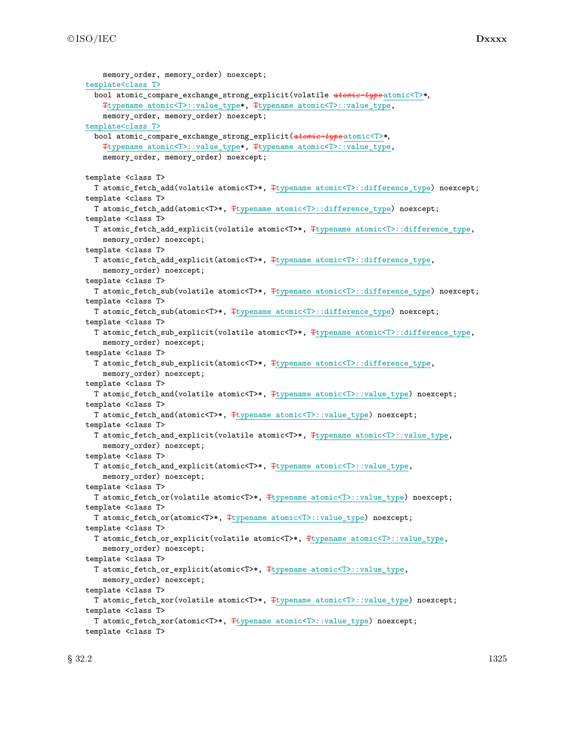```
    memory_order, memory_order) noexcept;
  template<class T>
    bool atomic_compare_exchange_strong_explicit(volatile atomic-typeatomic<T>*,
      Ttypename atomic<T>::value_type*, Ttypename atomic<T>::value_type,
      memory_order, memory_order) noexcept;
  template<class T>
    bool atomic_compare_exchange_strong_explicit(atomic-typeatomic<T>*,
      Ttypename atomic<T>::value_type*, Ttypename atomic<T>::value_type,
      memory_order, memory_order) noexcept;

  template <class T>
    T atomic_fetch_add(volatile atomic<T>*, Ttypename atomic<T>::difference_type) noexcept;
  template <class T>
    T atomic_fetch_add(atomic<T>*, Ttypename atomic<T>::difference_type) noexcept;
  template <class T>
    T atomic_fetch_add_explicit(volatile atomic<T>*, Ttypename atomic<T>::difference_type,
      memory_order) noexcept;
  template <class T>
    T atomic_fetch_add_explicit(atomic<T>*, Ttypename atomic<T>::difference_type,
      memory_order) noexcept;
  template <class T>
    T atomic_fetch_sub(volatile atomic<T>*, Ttypename atomic<T>::difference_type) noexcept;
  template <class T>
    T atomic_fetch_sub(atomic<T>*, Ttypename atomic<T>::difference_type) noexcept;
  template <class T>
    T atomic_fetch_sub_explicit(volatile atomic<T>*, Ttypename atomic<T>::difference_type,
      memory_order) noexcept;
  template <class T>
    T atomic_fetch_sub_explicit(atomic<T>*, Ttypename atomic<T>::difference_type,
      memory_order) noexcept;
  template <class T>
    T atomic_fetch_and(volatile atomic<T>*, Ttypename atomic<T>::value_type) noexcept;
  template <class T>
    T atomic_fetch_and(atomic<T>*, Ttypename atomic<T>::value_type) noexcept;
  template <class T>
    T atomic_fetch_and_explicit(volatile atomic<T>*, Ttypename atomic<T>::value_type,
      memory_order) noexcept;
  template <class T>
    T atomic_fetch_and_explicit(atomic<T>*, Ttypename atomic<T>::value_type,
      memory_order) noexcept;
  template <class T>
    T atomic_fetch_or(volatile atomic<T>*, Ttypename atomic<T>::value_type) noexcept;
  template <class T>
    T atomic_fetch_or(atomic<T>*, Ttypename atomic<T>::value_type) noexcept;
  template <class T>
    T atomic_fetch_or_explicit(volatile atomic<T>*, Ttypename atomic<T>::value_type,
      memory_order) noexcept;
  template <class T>
    T atomic_fetch_or_explicit(atomic<T>*, Ttypename atomic<T>::value_type,
      memory_order) noexcept;
  template <class T>
    T atomic_fetch_xor(volatile atomic<T>*, Ttypename atomic<T>::value_type) noexcept;
  template <class T>
    T atomic_fetch_xor(atomic<T>*, Ttypename atomic<T>::value_type) noexcept;
  template <class T>
```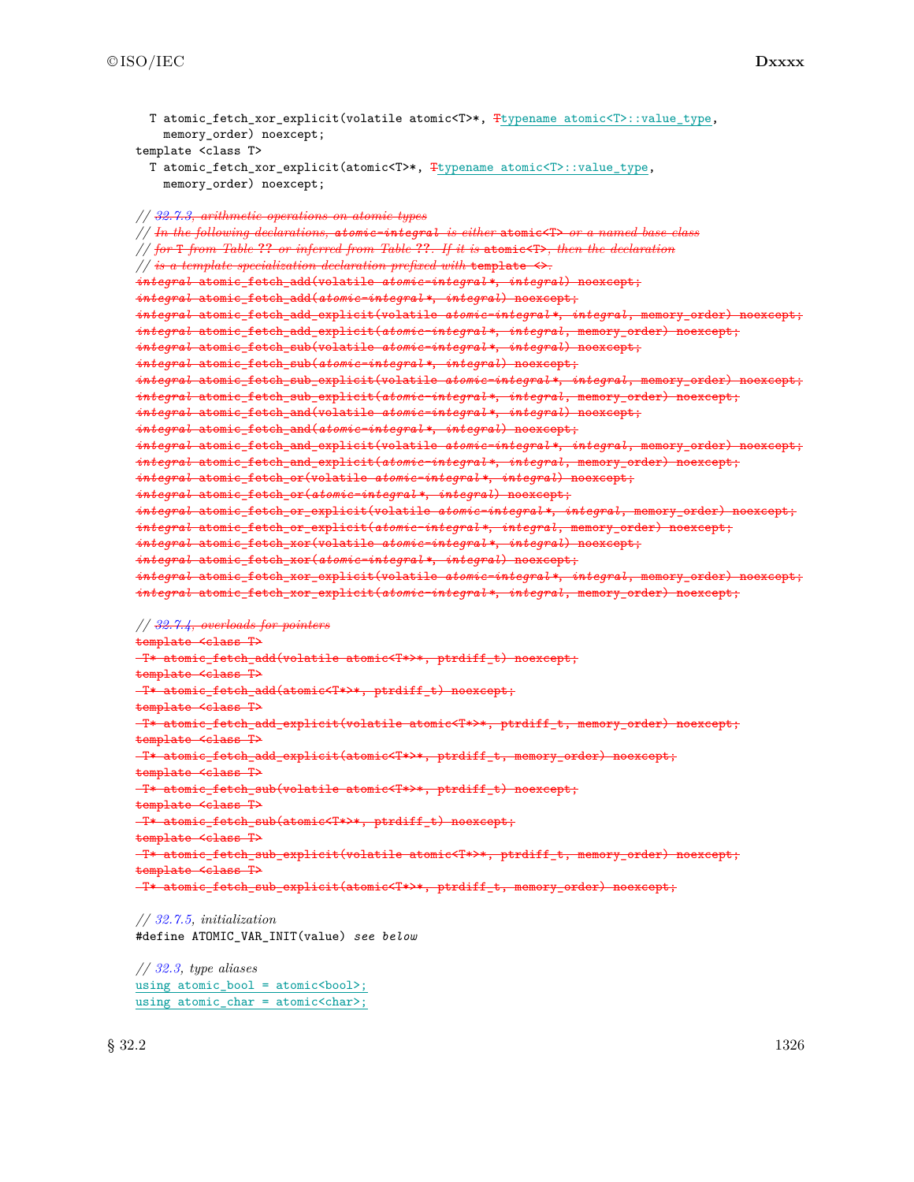```
    T atomic_fetch_xor_explicit(volatile atomic<T>*, Ttypename atomic<T>::value_type,
      memory_order) noexcept;
  template <class T>
    T atomic_fetch_xor_explicit(atomic<T>*, Ttypename atomic<T>::value_type,
      memory_order) noexcept;

  // 32.7.3, arithmetic operations on atomic types
  // In the following declarations, atomic-integral is either atomic<T> or a named base class
  // for T from Table ?? or inferred from Table ??. If it is atomic<T>, then the declaration
  // is a template specialization declaration prefixed with template <>.
  integral atomic_fetch_add(volatile atomic-integral*, integral) noexcept;
  integral atomic_fetch_add(atomic-integral*, integral) noexcept;
  integral atomic_fetch_add_explicit(volatile atomic-integral*, integral, memory_order) noexcept;
  integral atomic_fetch_add_explicit(atomic-integral*, integral, memory_order) noexcept;
  integral atomic_fetch_sub(volatile atomic-integral*, integral) noexcept;
  integral atomic_fetch_sub(atomic-integral*, integral) noexcept;
  integral atomic_fetch_sub_explicit(volatile atomic-integral*, integral, memory_order) noexcept;
  integral atomic_fetch_sub_explicit(atomic-integral*, integral, memory_order) noexcept;
  integral atomic_fetch_and(volatile atomic-integral*, integral) noexcept;
  integral atomic_fetch_and(atomic-integral*, integral) noexcept;
  integral atomic_fetch_and_explicit(volatile atomic-integral*, integral, memory_order) noexcept;
  integral atomic_fetch_and_explicit(atomic-integral*, integral, memory_order) noexcept;
  integral atomic_fetch_or(volatile atomic-integral*, integral) noexcept;
  integral atomic_fetch_or(atomic-integral*, integral) noexcept;
  integral atomic_fetch_or_explicit(volatile atomic-integral*, integral, memory_order) noexcept;
  integral atomic_fetch_or_explicit(atomic-integral*, integral, memory_order) noexcept;
  integral atomic_fetch_xor(volatile atomic-integral*, integral) noexcept;
  integral atomic_fetch_xor(atomic-integral*, integral) noexcept;
  integral atomic_fetch_xor_explicit(volatile atomic-integral*, integral, memory_order) noexcept;
  integral atomic_fetch_xor_explicit(atomic-integral*, integral, memory_order) noexcept;

  // 32.7.4, overloads for pointers
  template <class T>
    T* atomic_fetch_add(volatile atomic<T*>*, ptrdiff_t) noexcept;
  template <class T>
    T* atomic_fetch_add(atomic<T*>*, ptrdiff_t) noexcept;
  template <class T>
    T* atomic_fetch_add_explicit(volatile atomic<T*>*, ptrdiff_t, memory_order) noexcept;
  template <class T>
    T* atomic_fetch_add_explicit(atomic<T*>*, ptrdiff_t, memory_order) noexcept;
  template <class T>
    T* atomic_fetch_sub(volatile atomic<T*>*, ptrdiff_t) noexcept;
  template <class T>
    T* atomic_fetch_sub(atomic<T*>*, ptrdiff_t) noexcept;
  template <class T>
    T* atomic_fetch_sub_explicit(volatile atomic<T*>*, ptrdiff_t, memory_order) noexcept;
  template <class T>
    T* atomic_fetch_sub_explicit(atomic<T*>*, ptrdiff_t, memory_order) noexcept;

  // 32.7.5, initialization
  #define ATOMIC_VAR_INIT(value) see below

  // 32.3, type aliases
  using atomic_bool = atomic<bool>;
  using atomic_char = atomic<char>;
```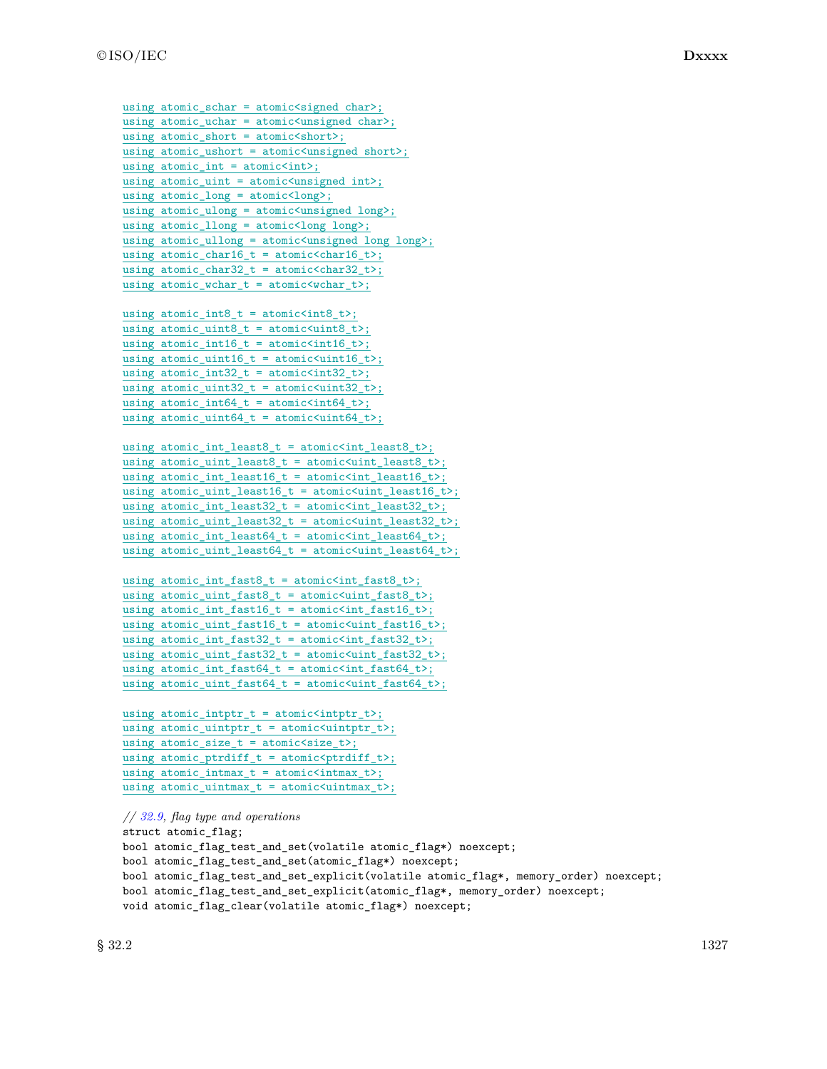```
using atomic_schar = atomic<signed char>;
using atomic_uchar = atomic<unsigned char>;
using atomic_short = atomic<short>;
using atomic_ushort = atomic<unsigned short>;
using atomic_int = atomic<int>;
using atomic_uint = atomic<unsigned int>;
using atomic_long = atomic<long>;
using atomic_ulong = atomic<unsigned long>;
using atomic_llong = atomic<long long>;
using atomic_ullong = atomic<unsigned long long>;
using atomic_char16_t = atomic<char16_t>;
using atomic_char32_t = atomic<char32_t>;
using atomic_wchar_t = atomic<wchar_t>;

using atomic_int8_t = atomic<int8_t>;
using atomic_uint8_t = atomic<uint8_t>;
using atomic_int16_t = atomic<int16_t>;
using atomic_uint16_t = atomic<uint16_t>;
using atomic_int32_t = atomic<int32_t>;
using atomic_uint32_t = atomic<uint32_t>;
using atomic_int64_t = atomic<int64_t>;
using atomic_uint64_t = atomic<uint64_t>;

using atomic_int_least8_t = atomic<int_least8_t>;
using atomic_uint_least8_t = atomic<uint_least8_t>;
using atomic_int_least16_t = atomic<int_least16_t>;
using atomic_uint_least16_t = atomic<uint_least16_t>;
using atomic_int_least32_t = atomic<int_least32_t>;
using atomic_uint_least32_t = atomic<uint_least32_t>;
using atomic_int_least64_t = atomic<int_least64_t>;
using atomic_uint_least64_t = atomic<uint_least64_t>;

using atomic_int_fast8_t = atomic<int_fast8_t>;
using atomic_uint_fast8_t = atomic<uint_fast8_t>;
using atomic_int_fast16_t = atomic<int_fast16_t>;
using atomic_uint_fast16_t = atomic<uint_fast16_t>;
using atomic_int_fast32_t = atomic<int_fast32_t>;
using atomic_uint_fast32_t = atomic<uint_fast32_t>;
using atomic_int_fast64_t = atomic<int_fast64_t>;
using atomic_uint_fast64_t = atomic<uint_fast64_t>;

using atomic_intptr_t = atomic<intptr_t>;
using atomic_uintptr_t = atomic<uintptr_t>;
using atomic_size_t = atomic<size_t>;
using atomic_ptrdiff_t = atomic<ptrdiff_t>;
using atomic_intmax_t = atomic<intmax_t>;
using atomic_uintmax_t = atomic<uintmax_t>;

// 32.9, flag type and operations
struct atomic_flag;
bool atomic_flag_test_and_set(volatile atomic_flag*) noexcept;
bool atomic_flag_test_and_set(atomic_flag*) noexcept;
bool atomic_flag_test_and_set_explicit(volatile atomic_flag*, memory_order) noexcept;
bool atomic_flag_test_and_set_explicit(atomic_flag*, memory_order) noexcept;
void atomic_flag_clear(volatile atomic_flag*) noexcept;
```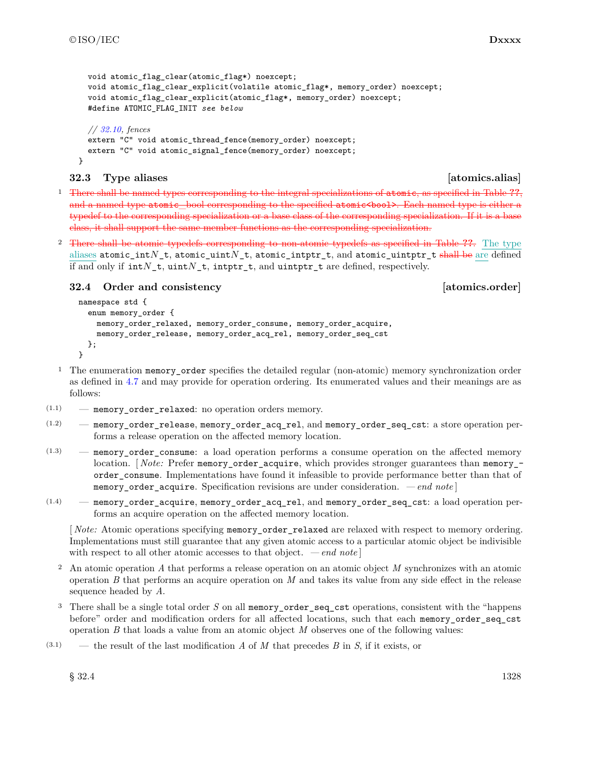```
void atomic_flag_clear(atomic_flag*) noexcept;
void atomic_flag_clear_explicit(volatile atomic_flag*, memory_order) noexcept;
void atomic_flag_clear_explicit(atomic_flag*, memory_order) noexcept;
#define ATOMIC_FLAG_INIT see below

// 32.10, fences
extern "C" void atomic_thread_fence(memory_order) noexcept;
extern "C" void atomic_signal_fence(memory_order) noexcept;
}
```

### 32.3 Type aliases [atomics.alias]

1 ~~There shall be named types corresponding to the integral specializations of `atomic`, as specified in Table ??, and a named type `atomic_bool` corresponding to the specified `atomic<bool>`. Each named type is either a typedef to the corresponding specialization or a base class of the corresponding specialization. If it is a base class, it shall support the same member functions as the corresponding specialization.~~

2 ~~There shall be atomic typedefs corresponding to non-atomic typedefs as specified in Table ??.~~ The type aliases `atomic_int`$N$`_t`, `atomic_uint`$N$`_t`, `atomic_intptr_t`, and `atomic_uintptr_t` ~~shall be~~ are defined if and only if `int`$N$`_t`, `uint`$N$`_t`, `intptr_t`, and `uintptr_t` are defined, respectively.

### 32.4 Order and consistency [atomics.order]

```
namespace std {
  enum memory_order {
    memory_order_relaxed, memory_order_consume, memory_order_acquire,
    memory_order_release, memory_order_acq_rel, memory_order_seq_cst
  };
}
```

1 The enumeration `memory_order` specifies the detailed regular (non-atomic) memory synchronization order as defined in 4.7 and may provide for operation ordering. Its enumerated values and their meanings are as follows:

(1.1) — `memory_order_relaxed`: no operation orders memory.

(1.2) — `memory_order_release`, `memory_order_acq_rel`, and `memory_order_seq_cst`: a store operation performs a release operation on the affected memory location.

(1.3) — `memory_order_consume`: a load operation performs a consume operation on the affected memory location. [ *Note:* Prefer `memory_order_acquire`, which provides stronger guarantees than `memory_order_consume`. Implementations have found it infeasible to provide performance better than that of `memory_order_acquire`. Specification revisions are under consideration. — *end note* ]

(1.4) — `memory_order_acquire`, `memory_order_acq_rel`, and `memory_order_seq_cst`: a load operation performs an acquire operation on the affected memory location.

[ *Note:* Atomic operations specifying `memory_order_relaxed` are relaxed with respect to memory ordering. Implementations must still guarantee that any given atomic access to a particular atomic object be indivisible with respect to all other atomic accesses to that object. — *end note* ]

2 An atomic operation $A$ that performs a release operation on an atomic object $M$ synchronizes with an atomic operation $B$ that performs an acquire operation on $M$ and takes its value from any side effect in the release sequence headed by $A$.

3 There shall be a single total order $S$ on all `memory_order_seq_cst` operations, consistent with the "happens before" order and modification orders for all affected locations, such that each `memory_order_seq_cst` operation $B$ that loads a value from an atomic object $M$ observes one of the following values:

(3.1) — the result of the last modification $A$ of $M$ that precedes $B$ in $S$, if it exists, or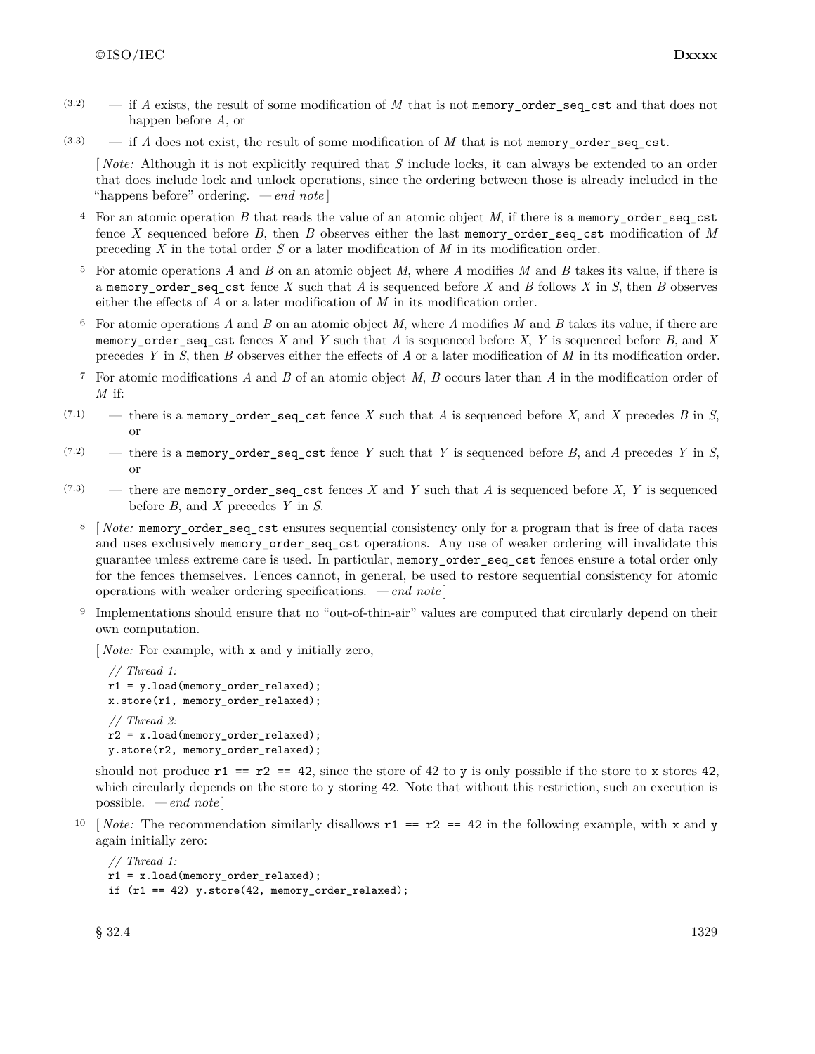(3.2) — if $A$ exists, the result of some modification of $M$ that is not `memory_order_seq_cst` and that does not happen before $A$, or

(3.3) — if $A$ does not exist, the result of some modification of $M$ that is not `memory_order_seq_cst`.

[*Note:* Although it is not explicitly required that $S$ include locks, it can always be extended to an order that does include lock and unlock operations, since the ordering between those is already included in the "happens before" ordering. — *end note*]

4 For an atomic operation $B$ that reads the value of an atomic object $M$, if there is a `memory_order_seq_cst` fence $X$ sequenced before $B$, then $B$ observes either the last `memory_order_seq_cst` modification of $M$ preceding $X$ in the total order $S$ or a later modification of $M$ in its modification order.

5 For atomic operations $A$ and $B$ on an atomic object $M$, where $A$ modifies $M$ and $B$ takes its value, if there is a `memory_order_seq_cst` fence $X$ such that $A$ is sequenced before $X$ and $B$ follows $X$ in $S$, then $B$ observes either the effects of $A$ or a later modification of $M$ in its modification order.

6 For atomic operations $A$ and $B$ on an atomic object $M$, where $A$ modifies $M$ and $B$ takes its value, if there are `memory_order_seq_cst` fences $X$ and $Y$ such that $A$ is sequenced before $X$, $Y$ is sequenced before $B$, and $X$ precedes $Y$ in $S$, then $B$ observes either the effects of $A$ or a later modification of $M$ in its modification order.

7 For atomic modifications $A$ and $B$ of an atomic object $M$, $B$ occurs later than $A$ in the modification order of $M$ if:

(7.1) — there is a `memory_order_seq_cst` fence $X$ such that $A$ is sequenced before $X$, and $X$ precedes $B$ in $S$, or

(7.2) — there is a `memory_order_seq_cst` fence $Y$ such that $Y$ is sequenced before $B$, and $A$ precedes $Y$ in $S$, or

(7.3) — there are `memory_order_seq_cst` fences $X$ and $Y$ such that $A$ is sequenced before $X$, $Y$ is sequenced before $B$, and $X$ precedes $Y$ in $S$.

8 [*Note:* `memory_order_seq_cst` ensures sequential consistency only for a program that is free of data races and uses exclusively `memory_order_seq_cst` operations. Any use of weaker ordering will invalidate this guarantee unless extreme care is used. In particular, `memory_order_seq_cst` fences ensure a total order only for the fences themselves. Fences cannot, in general, be used to restore sequential consistency for atomic operations with weaker ordering specifications. — *end note*]

9 Implementations should ensure that no "out-of-thin-air" values are computed that circularly depend on their own computation.

[*Note:* For example, with `x` and `y` initially zero,

```
// Thread 1:
r1 = y.load(memory_order_relaxed);
x.store(r1, memory_order_relaxed);
// Thread 2:
r2 = x.load(memory_order_relaxed);
y.store(r2, memory_order_relaxed);
```

should not produce `r1 == r2 == 42`, since the store of 42 to `y` is only possible if the store to `x` stores `42`, which circularly depends on the store to `y` storing `42`. Note that without this restriction, such an execution is possible. — *end note*]

10 [*Note:* The recommendation similarly disallows `r1 == r2 == 42` in the following example, with `x` and `y` again initially zero:

```
// Thread 1:
r1 = x.load(memory_order_relaxed);
if (r1 == 42) y.store(42, memory_order_relaxed);
```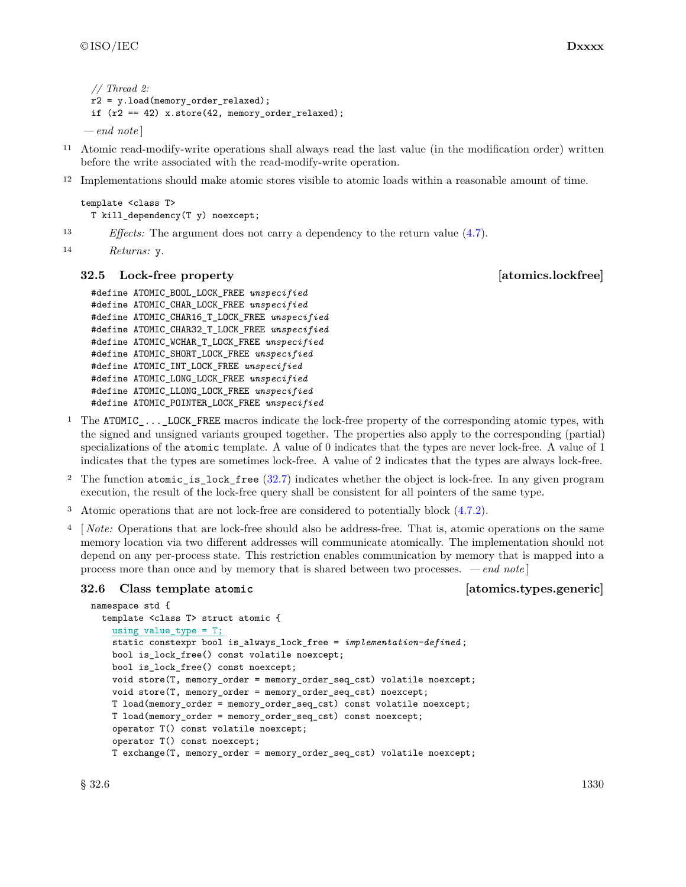```
// Thread 2:
r2 = y.load(memory_order_relaxed);
if (r2 == 42) x.store(42, memory_order_relaxed);
```

*— end note* ]

11 Atomic read-modify-write operations shall always read the last value (in the modification order) written before the write associated with the read-modify-write operation.

12 Implementations should make atomic stores visible to atomic loads within a reasonable amount of time.

```
template <class T>
  T kill_dependency(T y) noexcept;
```

13 *Effects:* The argument does not carry a dependency to the return value (4.7).

14 *Returns:* `y`.

### 32.5 Lock-free property [atomics.lockfree]

```
#define ATOMIC_BOOL_LOCK_FREE unspecified
#define ATOMIC_CHAR_LOCK_FREE unspecified
#define ATOMIC_CHAR16_T_LOCK_FREE unspecified
#define ATOMIC_CHAR32_T_LOCK_FREE unspecified
#define ATOMIC_WCHAR_T_LOCK_FREE unspecified
#define ATOMIC_SHORT_LOCK_FREE unspecified
#define ATOMIC_INT_LOCK_FREE unspecified
#define ATOMIC_LONG_LOCK_FREE unspecified
#define ATOMIC_LLONG_LOCK_FREE unspecified
#define ATOMIC_POINTER_LOCK_FREE unspecified
```

1 The `ATOMIC_..._LOCK_FREE` macros indicate the lock-free property of the corresponding atomic types, with the signed and unsigned variants grouped together. The properties also apply to the corresponding (partial) specializations of the `atomic` template. A value of 0 indicates that the types are never lock-free. A value of 1 indicates that the types are sometimes lock-free. A value of 2 indicates that the types are always lock-free.

2 The function `atomic_is_lock_free` (32.7) indicates whether the object is lock-free. In any given program execution, the result of the lock-free query shall be consistent for all pointers of the same type.

3 Atomic operations that are not lock-free are considered to potentially block (4.7.2).

4 [ *Note:* Operations that are lock-free should also be address-free. That is, atomic operations on the same memory location via two different addresses will communicate atomically. The implementation should not depend on any per-process state. This restriction enables communication by memory that is mapped into a process more than once and by memory that is shared between two processes. *— end note* ]

### 32.6 Class template `atomic` [atomics.types.generic]

```
namespace std {
  template <class T> struct atomic {
    using value_type = T;
    static constexpr bool is_always_lock_free = implementation-defined;
    bool is_lock_free() const volatile noexcept;
    bool is_lock_free() const noexcept;
    void store(T, memory_order = memory_order_seq_cst) volatile noexcept;
    void store(T, memory_order = memory_order_seq_cst) noexcept;
    T load(memory_order = memory_order_seq_cst) const volatile noexcept;
    T load(memory_order = memory_order_seq_cst) const noexcept;
    operator T() const volatile noexcept;
    operator T() const noexcept;
    T exchange(T, memory_order = memory_order_seq_cst) volatile noexcept;
```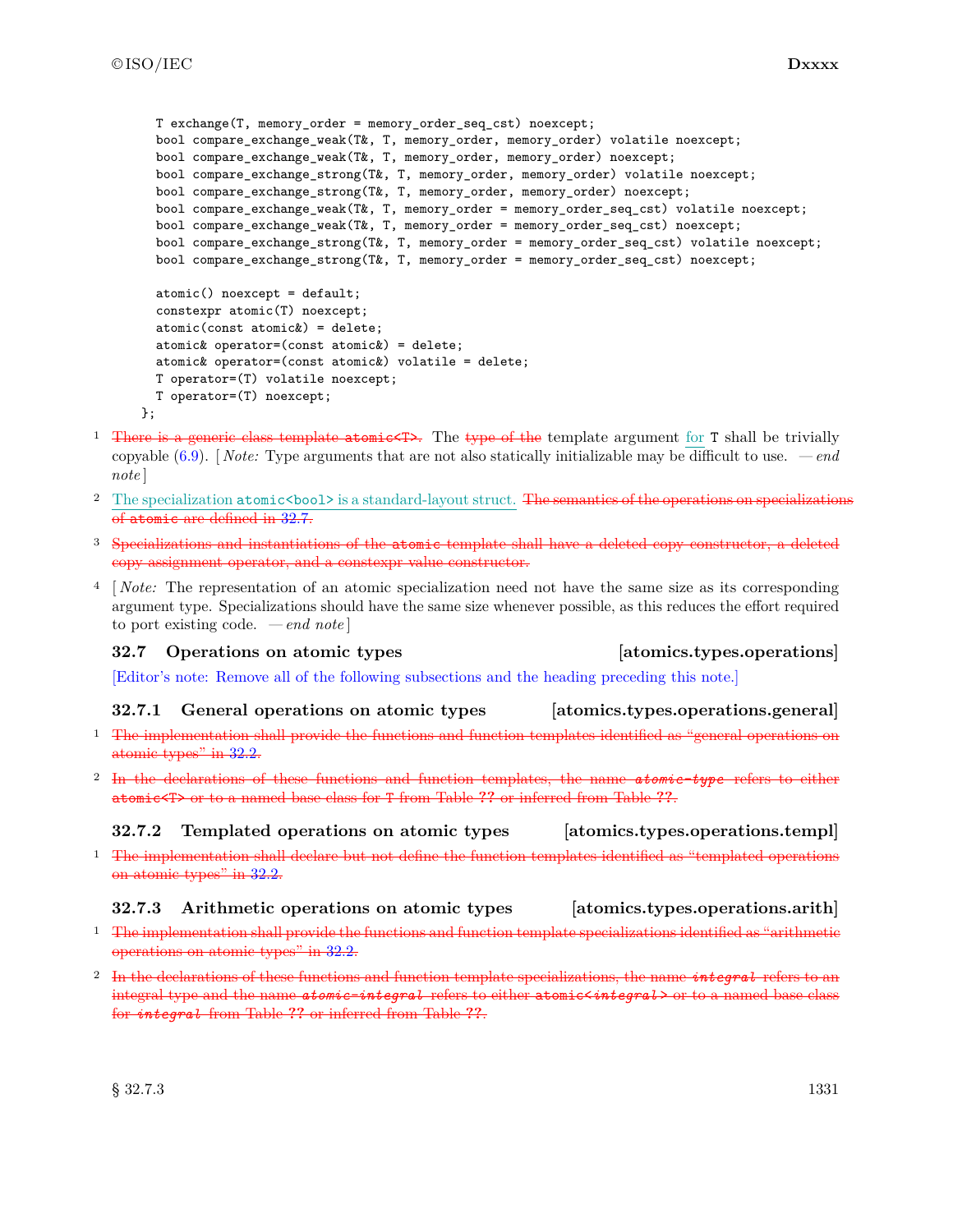```
    T exchange(T, memory_order = memory_order_seq_cst) noexcept;
    bool compare_exchange_weak(T&, T, memory_order, memory_order) volatile noexcept;
    bool compare_exchange_weak(T&, T, memory_order, memory_order) noexcept;
    bool compare_exchange_strong(T&, T, memory_order, memory_order) volatile noexcept;
    bool compare_exchange_strong(T&, T, memory_order, memory_order) noexcept;
    bool compare_exchange_weak(T&, T, memory_order = memory_order_seq_cst) volatile noexcept;
    bool compare_exchange_weak(T&, T, memory_order = memory_order_seq_cst) noexcept;
    bool compare_exchange_strong(T&, T, memory_order = memory_order_seq_cst) volatile noexcept;
    bool compare_exchange_strong(T&, T, memory_order = memory_order_seq_cst) noexcept;

    atomic() noexcept = default;
    constexpr atomic(T) noexcept;
    atomic(const atomic&) = delete;
    atomic& operator=(const atomic&) = delete;
    atomic& operator=(const atomic&) volatile = delete;
    T operator=(T) volatile noexcept;
    T operator=(T) noexcept;
  };
```

1 ~~There is a generic class template `atomic<T>`.~~ The ~~type of the~~ template argument for `T` shall be trivially copyable (6.9). [ *Note:* Type arguments that are not also statically initializable may be difficult to use. — *end note* ]

2 The specialization `atomic<bool>` is a standard-layout struct. ~~The semantics of the operations on specializations of `atomic` are defined in 32.7.~~

3 ~~Specializations and instantiations of the `atomic` template shall have a deleted copy constructor, a deleted copy assignment operator, and a constexpr value constructor.~~

4 [ *Note:* The representation of an atomic specialization need not have the same size as its corresponding argument type. Specializations should have the same size whenever possible, as this reduces the effort required to port existing code. — *end note* ]

## 32.7 Operations on atomic types [atomics.types.operations]

[Editor's note: Remove all of the following subsections and the heading preceding this note.]

### 32.7.1 General operations on atomic types [atomics.types.operations.general]

1 ~~The implementation shall provide the functions and function templates identified as "general operations on atomic types" in 32.2.~~

2 ~~In the declarations of these functions and function templates, the name *atomic-type* refers to either `atomic<T>` or to a named base class for `T` from Table ?? or inferred from Table ??.~~

### 32.7.2 Templated operations on atomic types [atomics.types.operations.templ]

1 ~~The implementation shall declare but not define the function templates identified as "templated operations on atomic types" in 32.2.~~

### 32.7.3 Arithmetic operations on atomic types [atomics.types.operations.arith]

1 ~~The implementation shall provide the functions and function template specializations identified as "arithmetic operations on atomic types" in 32.2.~~

2 ~~In the declarations of these functions and function template specializations, the name *integral* refers to an integral type and the name *atomic-integral* refers to either `atomic<integral>` or to a named base class for *integral* from Table ?? or inferred from Table ??.~~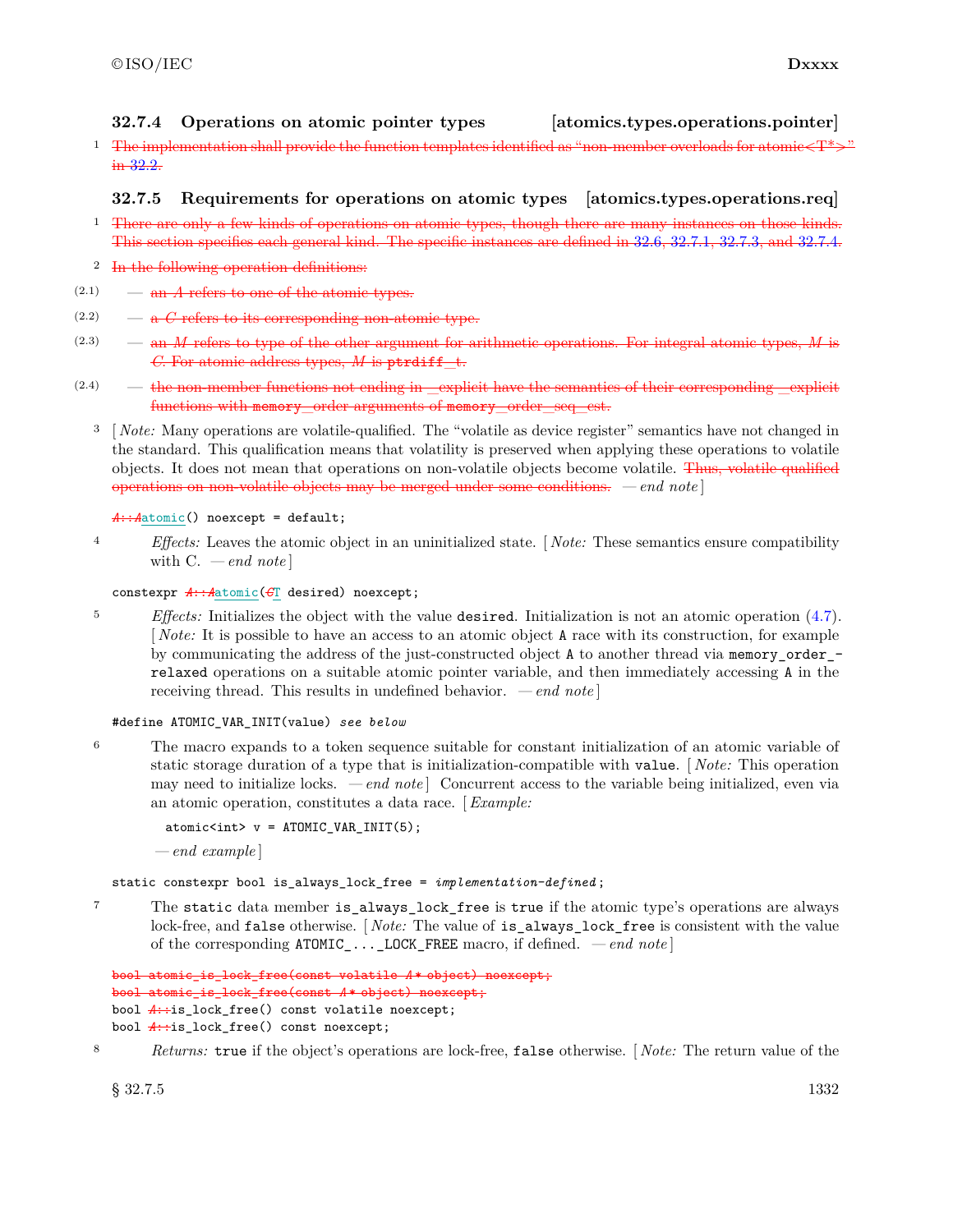### 32.7.4 Operations on atomic pointer types [atomics.types.operations.pointer]

1 ~~The implementation shall provide the function templates identified as "non-member overloads for atomic<T*>" in 32.2.~~

### 32.7.5 Requirements for operations on atomic types [atomics.types.operations.req]

1 ~~There are only a few kinds of operations on atomic types, though there are many instances on those kinds. This section specifies each general kind. The specific instances are defined in 32.6, 32.7.1, 32.7.3, and 32.7.4.~~

2 ~~In the following operation definitions:~~

(2.1) — ~~an *A* refers to one of the atomic types.~~

(2.2) — ~~a *C* refers to its corresponding non-atomic type.~~

(2.3) — ~~an *M* refers to type of the other argument for arithmetic operations. For integral atomic types, *M* is *C*. For atomic address types, *M* is `ptrdiff_t`.~~

(2.4) — ~~the non-member functions not ending in `_explicit` have the semantics of their corresponding `_explicit` functions with `memory_order` arguments of `memory_order_seq_cst`.~~

3 [ *Note:* Many operations are volatile-qualified. The "volatile as device register" semantics have not changed in the standard. This qualification means that volatility is preserved when applying these operations to volatile objects. It does not mean that operations on non-volatile objects become volatile. ~~Thus, volatile qualified operations on non-volatile objects may be merged under some conditions.~~ — *end note* ]

```
A::Aatomic() noexcept = default;
```

4 *Effects:* Leaves the atomic object in an uninitialized state. [ *Note:* These semantics ensure compatibility with C. — *end note* ]

```
constexpr A::Aatomic(CT desired) noexcept;
```

5 *Effects:* Initializes the object with the value `desired`. Initialization is not an atomic operation (4.7). [ *Note:* It is possible to have an access to an atomic object `A` race with its construction, for example by communicating the address of the just-constructed object `A` to another thread via `memory_order_relaxed` operations on a suitable atomic pointer variable, and then immediately accessing `A` in the receiving thread. This results in undefined behavior. — *end note* ]

```
#define ATOMIC_VAR_INIT(value) see below
```

6 The macro expands to a token sequence suitable for constant initialization of an atomic variable of static storage duration of a type that is initialization-compatible with `value`. [ *Note:* This operation may need to initialize locks. — *end note* ] Concurrent access to the variable being initialized, even via an atomic operation, constitutes a data race. [ *Example:*

```
atomic<int> v = ATOMIC_VAR_INIT(5);
```

— *end example* ]

```
static constexpr bool is_always_lock_free = implementation-defined;
```

7 The `static` data member `is_always_lock_free` is `true` if the atomic type's operations are always lock-free, and `false` otherwise. [ *Note:* The value of `is_always_lock_free` is consistent with the value of the corresponding `ATOMIC_..._LOCK_FREE` macro, if defined. — *end note* ]

```
bool atomic_is_lock_free(const volatile A* object) noexcept;
bool atomic_is_lock_free(const A* object) noexcept;
bool A::is_lock_free() const volatile noexcept;
bool A::is_lock_free() const noexcept;
```

8 *Returns:* `true` if the object's operations are lock-free, `false` otherwise. [ *Note:* The return value of the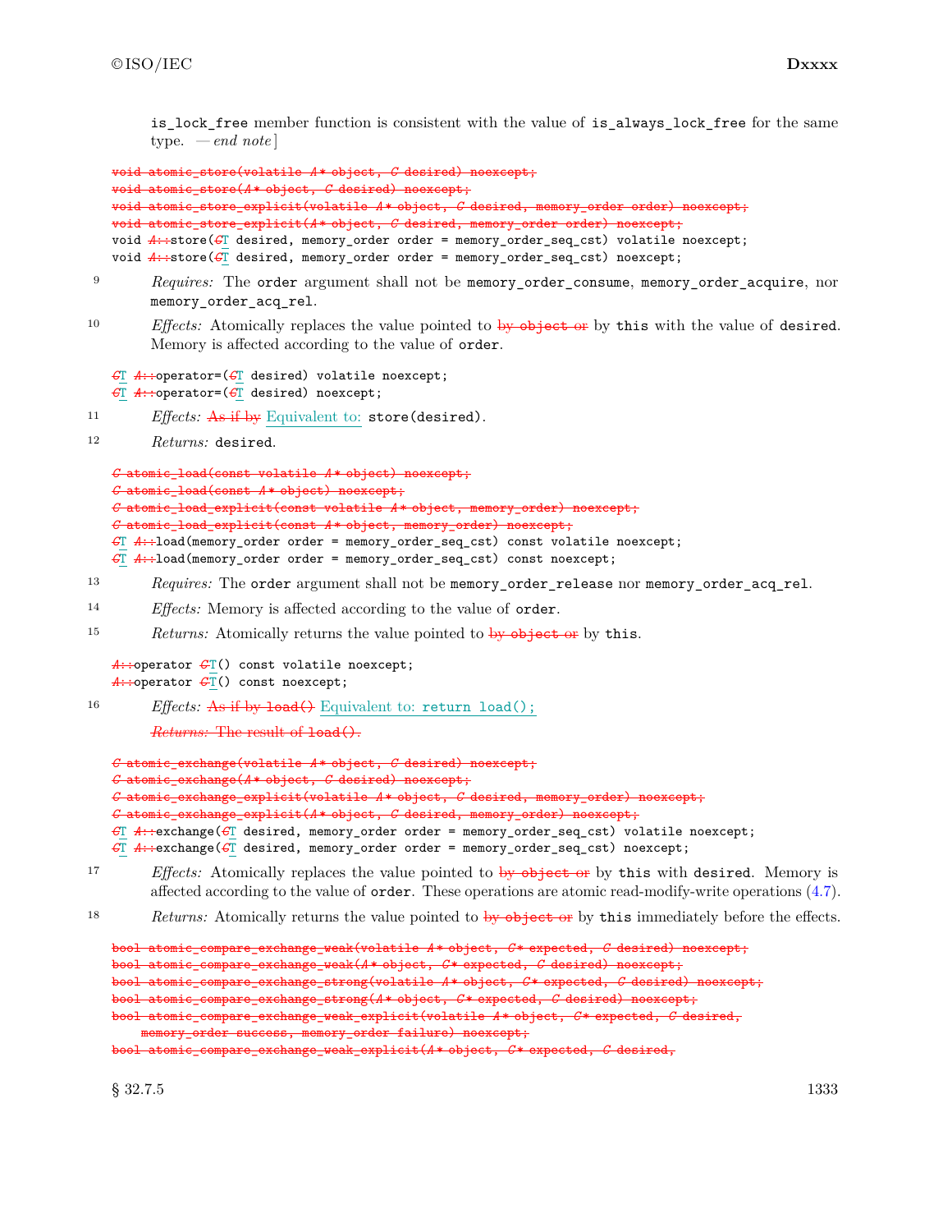is_lock_free member function is consistent with the value of is_always_lock_free for the same type. — *end note*]

```
void atomic_store(volatile A* object, C desired) noexcept;
void atomic_store(A* object, C desired) noexcept;
void atomic_store_explicit(volatile A* object, C desired, memory_order order) noexcept;
void atomic_store_explicit(A* object, C desired, memory_order order) noexcept;
void A::store(CT desired, memory_order order = memory_order_seq_cst) volatile noexcept;
void A::store(CT desired, memory_order order = memory_order_seq_cst) noexcept;
```

9 *Requires:* The order argument shall not be memory_order_consume, memory_order_acquire, nor memory_order_acq_rel.

10 *Effects:* Atomically replaces the value pointed to ~~by object or~~ by this with the value of desired. Memory is affected according to the value of order.

```
CT A::operator=(CT desired) volatile noexcept;
CT A::operator=(CT desired) noexcept;
```

11 *Effects:* ~~As if by~~ Equivalent to: store(desired).

12 *Returns:* desired.

```
C atomic_load(const volatile A* object) noexcept;
C atomic_load(const A* object) noexcept;
C atomic_load_explicit(const volatile A* object, memory_order) noexcept;
C atomic_load_explicit(const A* object, memory_order) noexcept;
CT A::load(memory_order order = memory_order_seq_cst) const volatile noexcept;
CT A::load(memory_order order = memory_order_seq_cst) const noexcept;
```

13 *Requires:* The order argument shall not be memory_order_release nor memory_order_acq_rel.

14 *Effects:* Memory is affected according to the value of order.

15 *Returns:* Atomically returns the value pointed to ~~by object or~~ by this.

```
A::operator CT() const volatile noexcept;
A::operator CT() const noexcept;
```

16 *Effects:* ~~As if by load()~~ Equivalent to: return load();

~~*Returns:* The result of load().~~

```
C atomic_exchange(volatile A* object, C desired) noexcept;
C atomic_exchange(A* object, C desired) noexcept;
C atomic_exchange_explicit(volatile A* object, C desired, memory_order) noexcept;
C atomic_exchange_explicit(A* object, C desired, memory_order) noexcept;
CT A::exchange(CT desired, memory_order order = memory_order_seq_cst) volatile noexcept;
CT A::exchange(CT desired, memory_order order = memory_order_seq_cst) noexcept;
```

17 *Effects:* Atomically replaces the value pointed to ~~by object or~~ by this with desired. Memory is affected according to the value of order. These operations are atomic read-modify-write operations (4.7).

18 *Returns:* Atomically returns the value pointed to ~~by object or~~ by this immediately before the effects.

```
bool atomic_compare_exchange_weak(volatile A* object, C* expected, C desired) noexcept;
bool atomic_compare_exchange_weak(A* object, C* expected, C desired) noexcept;
bool atomic_compare_exchange_strong(volatile A* object, C* expected, C desired) noexcept;
bool atomic_compare_exchange_strong(A* object, C* expected, C desired) noexcept;
bool atomic_compare_exchange_weak_explicit(volatile A* object, C* expected, C desired,
    memory_order success, memory_order failure) noexcept;
bool atomic_compare_exchange_weak_explicit(A* object, C* expected, C desired,
```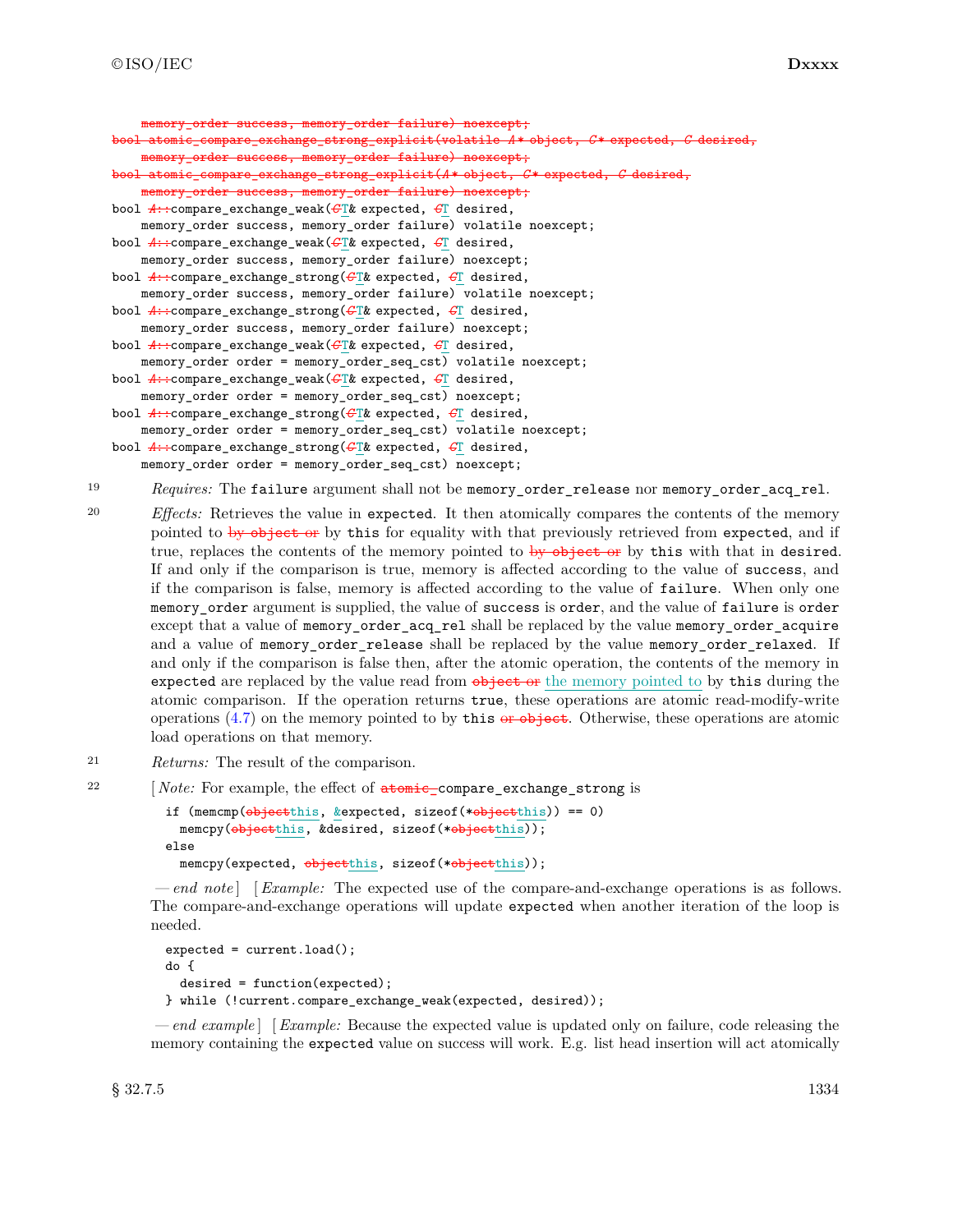```
    memory_order success, memory_order failure) noexcept;
bool atomic_compare_exchange_strong_explicit(volatile A* object, C* expected, C desired,
    memory_order success, memory_order failure) noexcept;
bool atomic_compare_exchange_strong_explicit(A* object, C* expected, C desired,
    memory_order success, memory_order failure) noexcept;
bool A::compare_exchange_weak(CT& expected, CT desired,
    memory_order success, memory_order failure) volatile noexcept;
bool A::compare_exchange_weak(CT& expected, CT desired,
    memory_order success, memory_order failure) noexcept;
bool A::compare_exchange_strong(CT& expected, CT desired,
    memory_order success, memory_order failure) volatile noexcept;
bool A::compare_exchange_strong(CT& expected, CT desired,
    memory_order success, memory_order failure) noexcept;
bool A::compare_exchange_weak(CT& expected, CT desired,
    memory_order order = memory_order_seq_cst) volatile noexcept;
bool A::compare_exchange_weak(CT& expected, CT desired,
    memory_order order = memory_order_seq_cst) noexcept;
bool A::compare_exchange_strong(CT& expected, CT desired,
    memory_order order = memory_order_seq_cst) volatile noexcept;
bool A::compare_exchange_strong(CT& expected, CT desired,
    memory_order order = memory_order_seq_cst) noexcept;
```

19 *Requires:* The `failure` argument shall not be `memory_order_release` nor `memory_order_acq_rel`.

20 *Effects:* Retrieves the value in `expected`. It then atomically compares the contents of the memory pointed to by object or by `this` for equality with that previously retrieved from `expected`, and if true, replaces the contents of the memory pointed to by object or by `this` with that in `desired`. If and only if the comparison is true, memory is affected according to the value of `success`, and if the comparison is false, memory is affected according to the value of `failure`. When only one `memory_order` argument is supplied, the value of `success` is `order`, and the value of `failure` is `order` except that a value of `memory_order_acq_rel` shall be replaced by the value `memory_order_acquire` and a value of `memory_order_release` shall be replaced by the value `memory_order_relaxed`. If and only if the comparison is false then, after the atomic operation, the contents of the memory in `expected` are replaced by the value read from object or the memory pointed to by `this` during the atomic comparison. If the operation returns `true`, these operations are atomic read-modify-write operations (4.7) on the memory pointed to by `this` or object. Otherwise, these operations are atomic load operations on that memory.

21 *Returns:* The result of the comparison.

22 [ *Note:* For example, the effect of `atomic_compare_exchange_strong` is

```
if (memcmp(objectthis, &expected, sizeof(*objectthis)) == 0)
  memcpy(objectthis, &desired, sizeof(*objectthis));
else
  memcpy(expected, objectthis, sizeof(*objectthis));
```

— *end note* ] [ *Example:* The expected use of the compare-and-exchange operations is as follows. The compare-and-exchange operations will update `expected` when another iteration of the loop is needed.

```
expected = current.load();
do {
  desired = function(expected);
} while (!current.compare_exchange_weak(expected, desired));
```

— *end example* ] [ *Example:* Because the expected value is updated only on failure, code releasing the memory containing the `expected` value on success will work. E.g. list head insertion will act atomically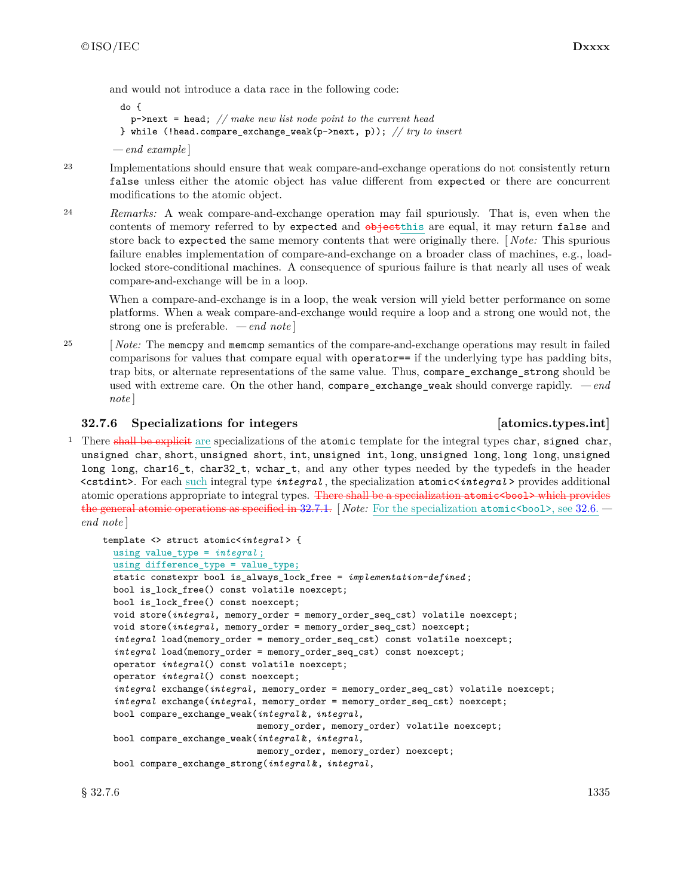and would not introduce a data race in the following code:

```
do {
  p->next = head; // make new list node point to the current head
} while (!head.compare_exchange_weak(p->next, p)); // try to insert
```

— *end example*]

23 Implementations should ensure that weak compare-and-exchange operations do not consistently return `false` unless either the atomic object has value different from `expected` or there are concurrent modifications to the atomic object.

24 *Remarks:* A weak compare-and-exchange operation may fail spuriously. That is, even when the contents of memory referred to by `expected` and ~~`object`~~`this` are equal, it may return `false` and store back to `expected` the same memory contents that were originally there. [ *Note:* This spurious failure enables implementation of compare-and-exchange on a broader class of machines, e.g., load-locked store-conditional machines. A consequence of spurious failure is that nearly all uses of weak compare-and-exchange will be in a loop.

When a compare-and-exchange is in a loop, the weak version will yield better performance on some platforms. When a weak compare-and-exchange would require a loop and a strong one would not, the strong one is preferable. — *end note*]

25 [ *Note:* The `memcpy` and `memcmp` semantics of the compare-and-exchange operations may result in failed comparisons for values that compare equal with `operator==` if the underlying type has padding bits, trap bits, or alternate representations of the same value. Thus, `compare_exchange_strong` should be used with extreme care. On the other hand, `compare_exchange_weak` should converge rapidly. — *end note*]

### 32.7.6 Specializations for integers [atomics.types.int]

1 There ~~shall be explicit~~ are specializations of the `atomic` template for the integral types `char`, `signed char`, `unsigned char`, `short`, `unsigned short`, `int`, `unsigned int`, `long`, `unsigned long`, `long long`, `unsigned long long`, `char16_t`, `char32_t`, `wchar_t`, and any other types needed by the typedefs in the header `<cstdint>`. For each such integral type *`integral`*, the specialization `atomic<`*`integral`*`>` provides additional atomic operations appropriate to integral types. ~~There shall be a specialization `atomic<bool>` which provides the general atomic operations as specified in 32.7.1.~~ [ *Note:* For the specialization `atomic<bool>`, see 32.6. — *end note*]

```
template <> struct atomic<integral> {
  using value_type = integral;
  using difference_type = value_type;
  static constexpr bool is_always_lock_free = implementation-defined;
  bool is_lock_free() const volatile noexcept;
  bool is_lock_free() const noexcept;
  void store(integral, memory_order = memory_order_seq_cst) volatile noexcept;
  void store(integral, memory_order = memory_order_seq_cst) noexcept;
  integral load(memory_order = memory_order_seq_cst) const volatile noexcept;
  integral load(memory_order = memory_order_seq_cst) const noexcept;
  operator integral() const volatile noexcept;
  operator integral() const noexcept;
  integral exchange(integral, memory_order = memory_order_seq_cst) volatile noexcept;
  integral exchange(integral, memory_order = memory_order_seq_cst) noexcept;
  bool compare_exchange_weak(integral&, integral,
                             memory_order, memory_order) volatile noexcept;
  bool compare_exchange_weak(integral&, integral,
                             memory_order, memory_order) noexcept;
  bool compare_exchange_strong(integral&, integral,
```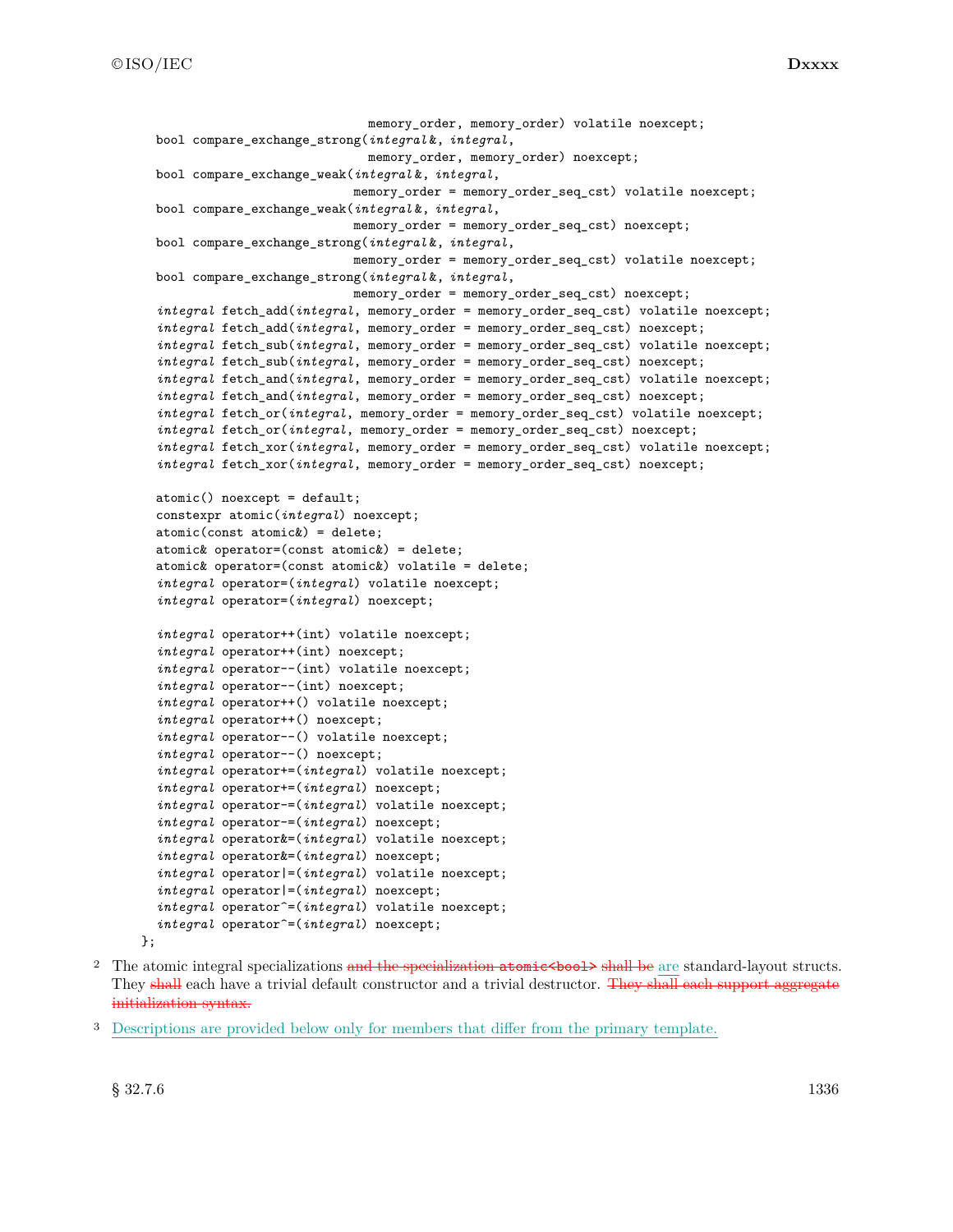```
                                  memory_order, memory_order) volatile noexcept;
    bool compare_exchange_strong(integral&, integral,
                                  memory_order, memory_order) noexcept;
    bool compare_exchange_weak(integral&, integral,
                                memory_order = memory_order_seq_cst) volatile noexcept;
    bool compare_exchange_weak(integral&, integral,
                                memory_order = memory_order_seq_cst) noexcept;
    bool compare_exchange_strong(integral&, integral,
                                memory_order = memory_order_seq_cst) volatile noexcept;
    bool compare_exchange_strong(integral&, integral,
                                memory_order = memory_order_seq_cst) noexcept;
    integral fetch_add(integral, memory_order = memory_order_seq_cst) volatile noexcept;
    integral fetch_add(integral, memory_order = memory_order_seq_cst) noexcept;
    integral fetch_sub(integral, memory_order = memory_order_seq_cst) volatile noexcept;
    integral fetch_sub(integral, memory_order = memory_order_seq_cst) noexcept;
    integral fetch_and(integral, memory_order = memory_order_seq_cst) volatile noexcept;
    integral fetch_and(integral, memory_order = memory_order_seq_cst) noexcept;
    integral fetch_or(integral, memory_order = memory_order_seq_cst) volatile noexcept;
    integral fetch_or(integral, memory_order = memory_order_seq_cst) noexcept;
    integral fetch_xor(integral, memory_order = memory_order_seq_cst) volatile noexcept;
    integral fetch_xor(integral, memory_order = memory_order_seq_cst) noexcept;

    atomic() noexcept = default;
    constexpr atomic(integral) noexcept;
    atomic(const atomic&) = delete;
    atomic& operator=(const atomic&) = delete;
    atomic& operator=(const atomic&) volatile = delete;
    integral operator=(integral) volatile noexcept;
    integral operator=(integral) noexcept;

    integral operator++(int) volatile noexcept;
    integral operator++(int) noexcept;
    integral operator--(int) volatile noexcept;
    integral operator--(int) noexcept;
    integral operator++() volatile noexcept;
    integral operator++() noexcept;
    integral operator--() volatile noexcept;
    integral operator--() noexcept;
    integral operator+=(integral) volatile noexcept;
    integral operator+=(integral) noexcept;
    integral operator-=(integral) volatile noexcept;
    integral operator-=(integral) noexcept;
    integral operator&=(integral) volatile noexcept;
    integral operator&=(integral) noexcept;
    integral operator|=(integral) volatile noexcept;
    integral operator|=(integral) noexcept;
    integral operator^=(integral) volatile noexcept;
    integral operator^=(integral) noexcept;
  };
```

[2] The atomic integral specializations ~~and the specialization atomic<bool> shall be~~ are standard-layout structs. They ~~shall~~ each have a trivial default constructor and a trivial destructor. ~~They shall each support aggregate initialization syntax.~~

[3] Descriptions are provided below only for members that differ from the primary template.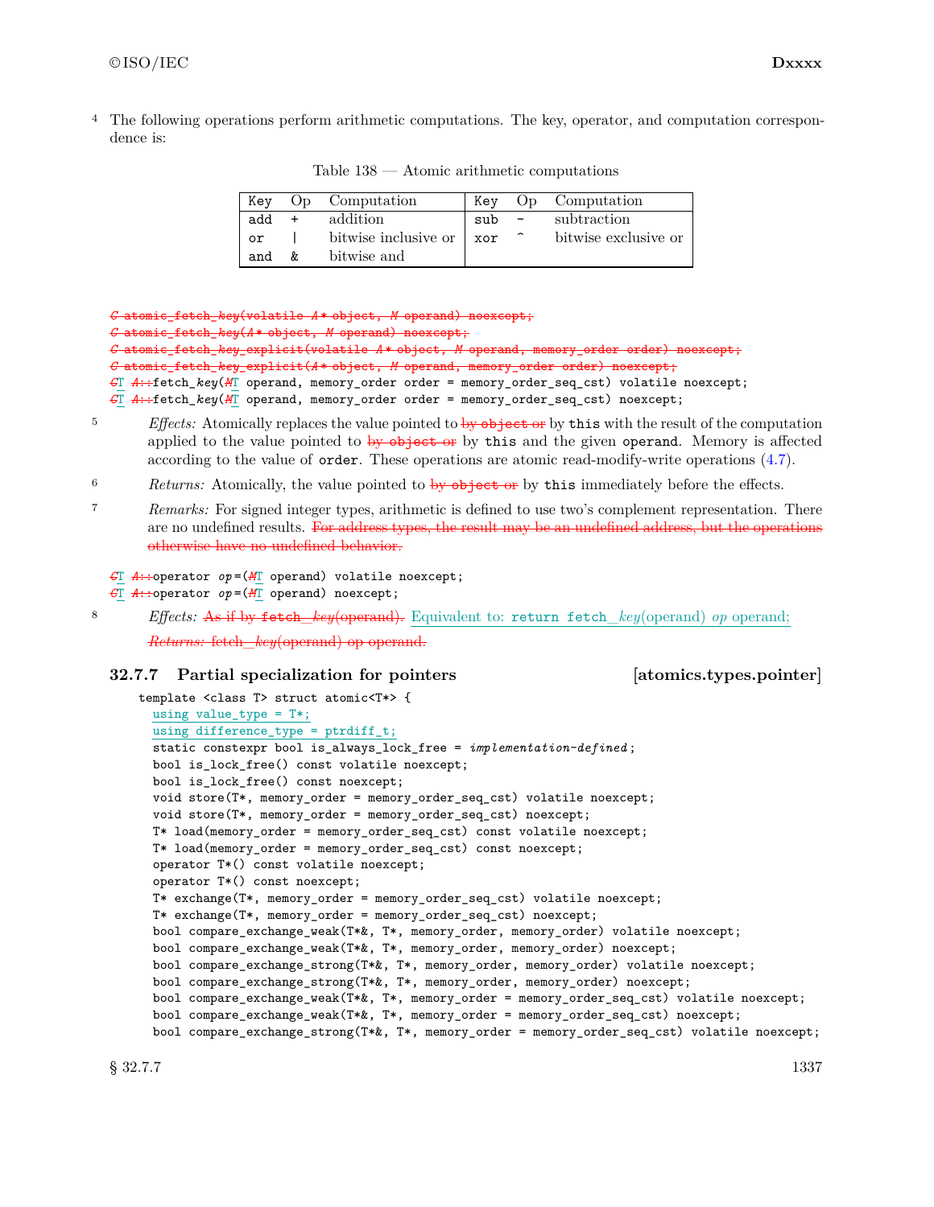4 The following operations perform arithmetic computations. The key, operator, and computation correspondence is:

Table 138 — Atomic arithmetic computations

| Key | Op | Computation | Key | Op | Computation |
|---|---|---|---|---|---|
| add | + | addition | sub | - | subtraction |
| or | \| | bitwise inclusive or | xor | ^ | bitwise exclusive or |
| and | & | bitwise and | | | |

```
~~C atomic_fetch_key(volatile A* object, M operand) noexcept;~~
~~C atomic_fetch_key(A* object, M operand) noexcept;~~
~~C atomic_fetch_key_explicit(volatile A* object, M operand, memory_order order) noexcept;~~
~~C atomic_fetch_key_explicit(A* object, M operand, memory_order order) noexcept;~~
~~C~~T ~~A::~~fetch_key(~~M~~T operand, memory_order order = memory_order_seq_cst) volatile noexcept;
~~C~~T ~~A::~~fetch_key(~~M~~T operand, memory_order order = memory_order_seq_cst) noexcept;
```

5 *Effects:* Atomically replaces the value pointed to ~~by object or~~ by `this` with the result of the computation applied to the value pointed to ~~by object or~~ by `this` and the given `operand`. Memory is affected according to the value of `order`. These operations are atomic read-modify-write operations (4.7).

6 *Returns:* Atomically, the value pointed to ~~by object or~~ by `this` immediately before the effects.

7 *Remarks:* For signed integer types, arithmetic is defined to use two's complement representation. There are no undefined results. ~~For address types, the result may be an undefined address, but the operations otherwise have no undefined behavior.~~

```
~~C~~T ~~A::~~operator op=(~~M~~T operand) volatile noexcept;
~~C~~T ~~A::~~operator op=(~~M~~T operand) noexcept;
```

8 *Effects:* ~~As if by fetch_key(operand).~~ Equivalent to: `return fetch_key(operand) op operand;`

~~*Returns:* fetch_key(operand) op operand.~~

### 32.7.7 Partial specialization for pointers [atomics.types.pointer]

```
template <class T> struct atomic<T*> {
  using value_type = T*;
  using difference_type = ptrdiff_t;
  static constexpr bool is_always_lock_free = implementation-defined;
  bool is_lock_free() const volatile noexcept;
  bool is_lock_free() const noexcept;
  void store(T*, memory_order = memory_order_seq_cst) volatile noexcept;
  void store(T*, memory_order = memory_order_seq_cst) noexcept;
  T* load(memory_order = memory_order_seq_cst) const volatile noexcept;
  T* load(memory_order = memory_order_seq_cst) const noexcept;
  operator T*() const volatile noexcept;
  operator T*() const noexcept;
  T* exchange(T*, memory_order = memory_order_seq_cst) volatile noexcept;
  T* exchange(T*, memory_order = memory_order_seq_cst) noexcept;
  bool compare_exchange_weak(T*&, T*, memory_order, memory_order) volatile noexcept;
  bool compare_exchange_weak(T*&, T*, memory_order, memory_order) noexcept;
  bool compare_exchange_strong(T*&, T*, memory_order, memory_order) volatile noexcept;
  bool compare_exchange_strong(T*&, T*, memory_order, memory_order) noexcept;
  bool compare_exchange_weak(T*&, T*, memory_order = memory_order_seq_cst) volatile noexcept;
  bool compare_exchange_weak(T*&, T*, memory_order = memory_order_seq_cst) noexcept;
  bool compare_exchange_strong(T*&, T*, memory_order = memory_order_seq_cst) volatile noexcept;
```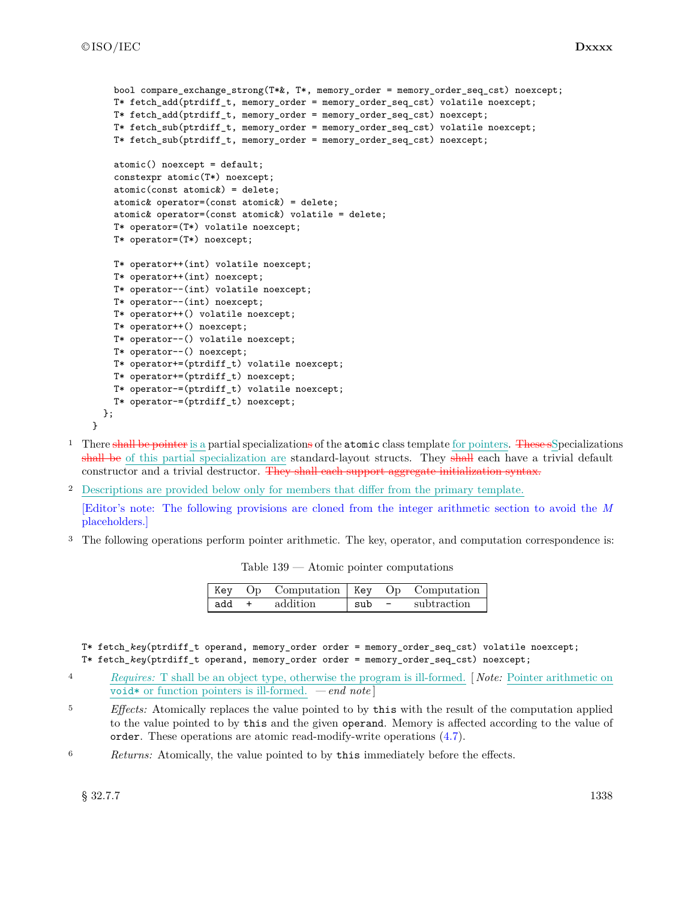```
    bool compare_exchange_strong(T*&, T*, memory_order = memory_order_seq_cst) noexcept;
    T* fetch_add(ptrdiff_t, memory_order = memory_order_seq_cst) volatile noexcept;
    T* fetch_add(ptrdiff_t, memory_order = memory_order_seq_cst) noexcept;
    T* fetch_sub(ptrdiff_t, memory_order = memory_order_seq_cst) volatile noexcept;
    T* fetch_sub(ptrdiff_t, memory_order = memory_order_seq_cst) noexcept;

    atomic() noexcept = default;
    constexpr atomic(T*) noexcept;
    atomic(const atomic&) = delete;
    atomic& operator=(const atomic&) = delete;
    atomic& operator=(const atomic&) volatile = delete;
    T* operator=(T*) volatile noexcept;
    T* operator=(T*) noexcept;

    T* operator++(int) volatile noexcept;
    T* operator++(int) noexcept;
    T* operator--(int) volatile noexcept;
    T* operator--(int) noexcept;
    T* operator++() volatile noexcept;
    T* operator++() noexcept;
    T* operator--() volatile noexcept;
    T* operator--() noexcept;
    T* operator+=(ptrdiff_t) volatile noexcept;
    T* operator+=(ptrdiff_t) noexcept;
    T* operator-=(ptrdiff_t) volatile noexcept;
    T* operator-=(ptrdiff_t) noexcept;
  };
}
```

1 There ~~shall be pointer~~ is a partial specialization~~s~~ of the `atomic` class template for pointers. ~~These s~~Specializations ~~shall be~~ of this partial specialization are standard-layout structs. They ~~shall~~ each have a trivial default constructor and a trivial destructor. ~~They shall each support aggregate initialization syntax.~~

2 Descriptions are provided below only for members that differ from the primary template.

[Editor's note: The following provisions are cloned from the integer arithmetic section to avoid the *M* placeholders.]

3 The following operations perform pointer arithmetic. The key, operator, and computation correspondence is:

Table 139 — Atomic pointer computations

| Key | Op | Computation | Key | Op | Computation |
|---|---|---|---|---|---|
| `add` | `+` | addition | `sub` | `-` | subtraction |

```
T* fetch_key(ptrdiff_t operand, memory_order order = memory_order_seq_cst) volatile noexcept;
T* fetch_key(ptrdiff_t operand, memory_order order = memory_order_seq_cst) noexcept;
```

4 *Requires:* T shall be an object type, otherwise the program is ill-formed. [ *Note:* Pointer arithmetic on `void*` or function pointers is ill-formed. — *end note* ]

5 *Effects:* Atomically replaces the value pointed to by `this` with the result of the computation applied to the value pointed to by `this` and the given `operand`. Memory is affected according to the value of `order`. These operations are atomic read-modify-write operations (4.7).

6 *Returns:* Atomically, the value pointed to by `this` immediately before the effects.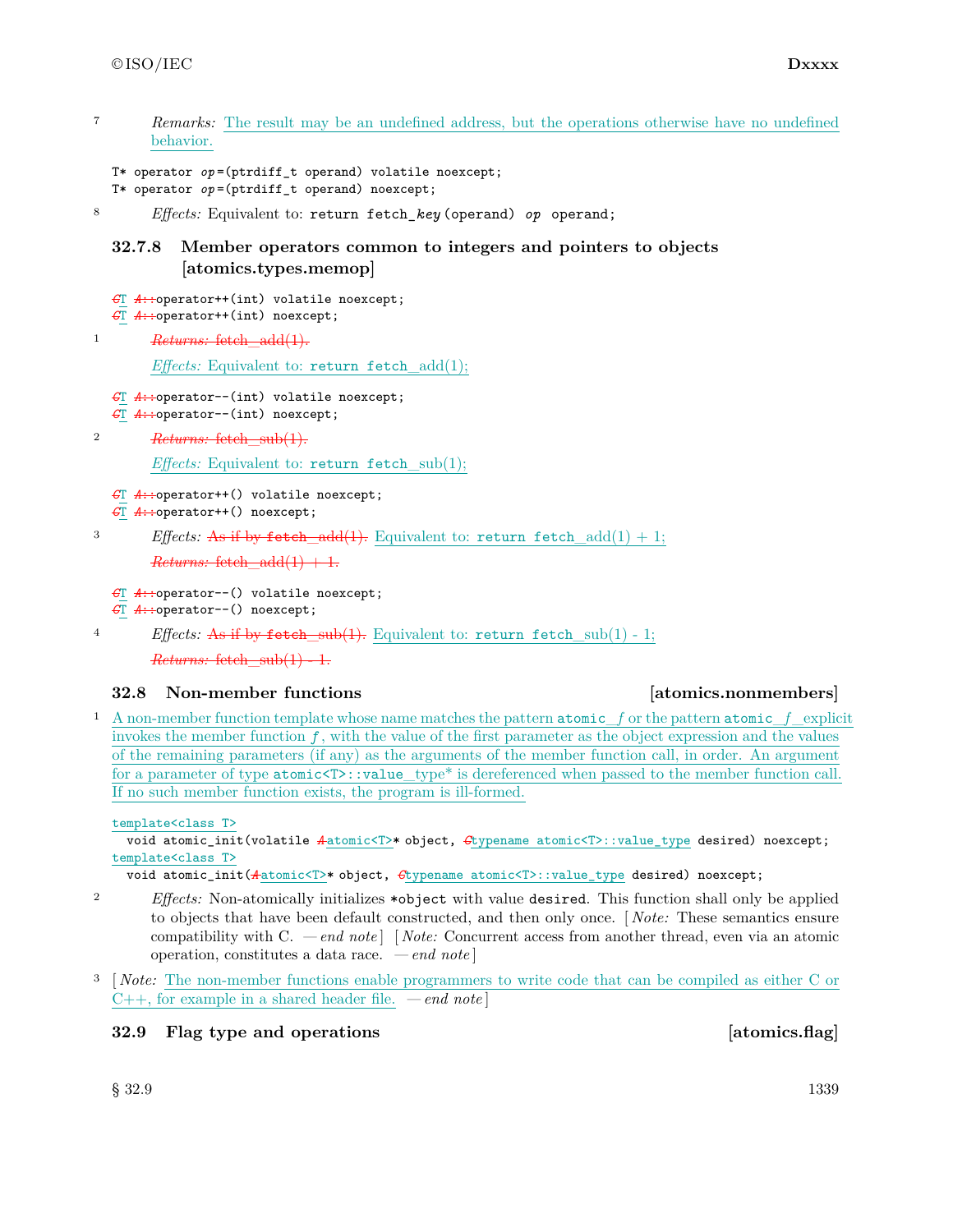7 *Remarks:* The result may be an undefined address, but the operations otherwise have no undefined behavior.

```
T* operator op=(ptrdiff_t operand) volatile noexcept;
T* operator op=(ptrdiff_t operand) noexcept;
```

8 *Effects:* Equivalent to: `return fetch_key(operand) op operand;`

### 32.7.8 Member operators common to integers and pointers to objects [atomics.types.memop]

```
CT A::operator++(int) volatile noexcept;
CT A::operator++(int) noexcept;
```

1 ~~*Returns:* fetch_add(1).~~

*Effects:* Equivalent to: `return fetch_add(1);`

```
CT A::operator--(int) volatile noexcept;
CT A::operator--(int) noexcept;
```

2 ~~*Returns:* fetch_sub(1).~~

*Effects:* Equivalent to: `return fetch_sub(1);`

```
CT A::operator++() volatile noexcept;
CT A::operator++() noexcept;
```

3 *Effects:* ~~As if by fetch_add(1).~~ Equivalent to: `return fetch_add(1) + 1;`

~~*Returns:* fetch_add(1) + 1.~~

```
CT A::operator--() volatile noexcept;
CT A::operator--() noexcept;
```

4 *Effects:* ~~As if by fetch_sub(1).~~ Equivalent to: `return fetch_sub(1) - 1;`

~~*Returns:* fetch_sub(1) - 1.~~

## 32.8 Non-member functions [atomics.nonmembers]

1 A non-member function template whose name matches the pattern `atomic_f` or the pattern `atomic_f_explicit` invokes the member function *f*, with the value of the first parameter as the object expression and the values of the remaining parameters (if any) as the arguments of the member function call, in order. An argument for a parameter of type `atomic<T>::value_type*` is dereferenced when passed to the member function call. If no such member function exists, the program is ill-formed.

```
template<class T>
  void atomic_init(volatile Aatomic<T>* object, Ctypename atomic<T>::value_type desired) noexcept;
template<class T>
  void atomic_init(Aatomic<T>* object, Ctypename atomic<T>::value_type desired) noexcept;
```

2 *Effects:* Non-atomically initializes `*object` with value `desired`. This function shall only be applied to objects that have been default constructed, and then only once. [ *Note:* These semantics ensure compatibility with C. — *end note* ] [ *Note:* Concurrent access from another thread, even via an atomic operation, constitutes a data race. — *end note* ]

3 [ *Note:* The non-member functions enable programmers to write code that can be compiled as either C or C++, for example in a shared header file. — *end note* ]

## 32.9 Flag type and operations [atomics.flag]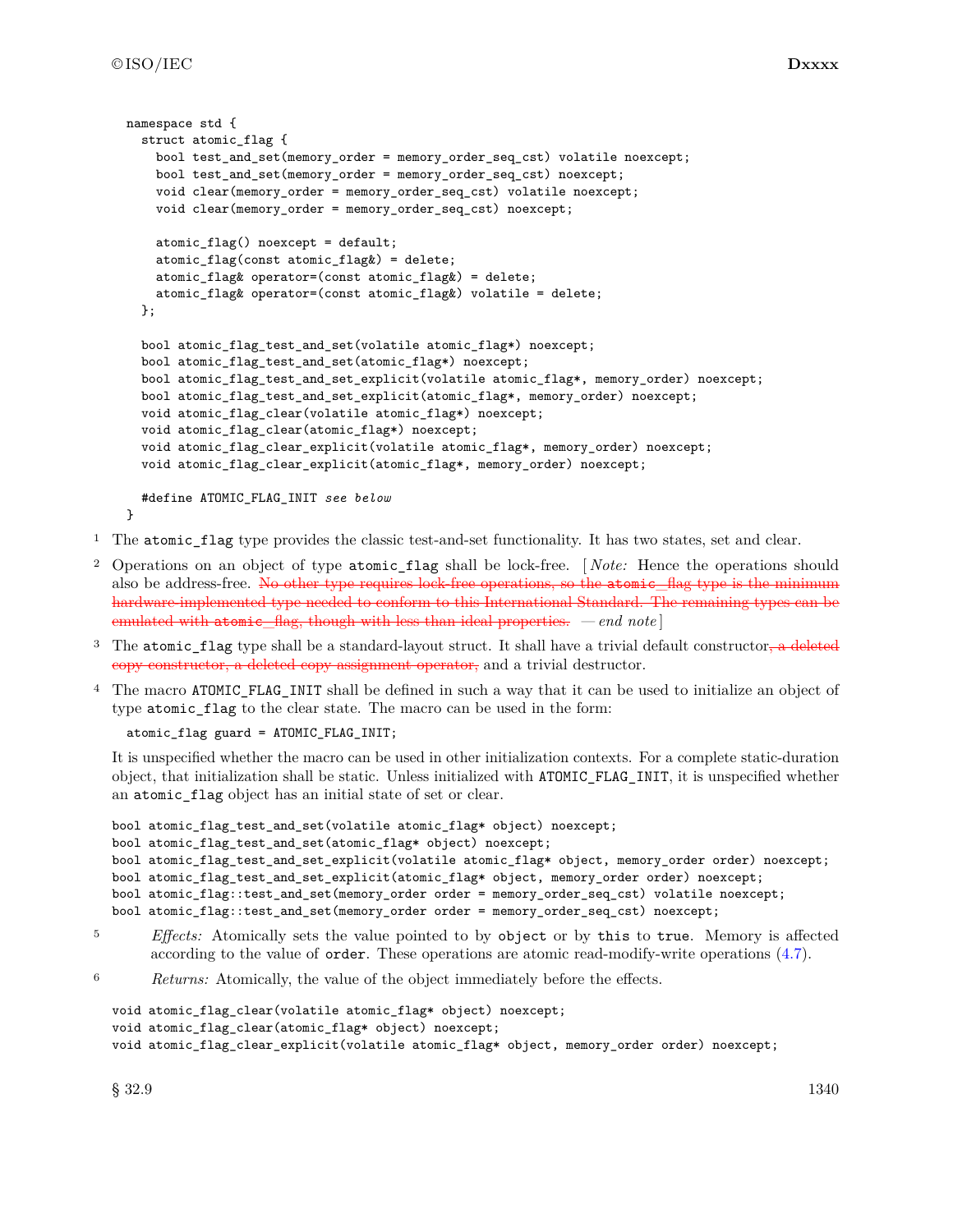```
namespace std {
  struct atomic_flag {
    bool test_and_set(memory_order = memory_order_seq_cst) volatile noexcept;
    bool test_and_set(memory_order = memory_order_seq_cst) noexcept;
    void clear(memory_order = memory_order_seq_cst) volatile noexcept;
    void clear(memory_order = memory_order_seq_cst) noexcept;

    atomic_flag() noexcept = default;
    atomic_flag(const atomic_flag&) = delete;
    atomic_flag& operator=(const atomic_flag&) = delete;
    atomic_flag& operator=(const atomic_flag&) volatile = delete;
  };

  bool atomic_flag_test_and_set(volatile atomic_flag*) noexcept;
  bool atomic_flag_test_and_set(atomic_flag*) noexcept;
  bool atomic_flag_test_and_set_explicit(volatile atomic_flag*, memory_order) noexcept;
  bool atomic_flag_test_and_set_explicit(atomic_flag*, memory_order) noexcept;
  void atomic_flag_clear(volatile atomic_flag*) noexcept;
  void atomic_flag_clear(atomic_flag*) noexcept;
  void atomic_flag_clear_explicit(volatile atomic_flag*, memory_order) noexcept;
  void atomic_flag_clear_explicit(atomic_flag*, memory_order) noexcept;

  #define ATOMIC_FLAG_INIT see below
}
```

1 The `atomic_flag` type provides the classic test-and-set functionality. It has two states, set and clear.

2 Operations on an object of type `atomic_flag` shall be lock-free. [ *Note:* Hence the operations should also be address-free. ~~No other type requires lock-free operations, so the `atomic_flag` type is the minimum hardware-implemented type needed to conform to this International Standard. The remaining types can be emulated with `atomic_flag`, though with less than ideal properties.~~ — *end note* ]

3 The `atomic_flag` type shall be a standard-layout struct. It shall have a trivial default constructor~~, a deleted copy constructor, a deleted copy assignment operator,~~ and a trivial destructor.

4 The macro `ATOMIC_FLAG_INIT` shall be defined in such a way that it can be used to initialize an object of type `atomic_flag` to the clear state. The macro can be used in the form:

```
atomic_flag guard = ATOMIC_FLAG_INIT;
```

It is unspecified whether the macro can be used in other initialization contexts. For a complete static-duration object, that initialization shall be static. Unless initialized with `ATOMIC_FLAG_INIT`, it is unspecified whether an `atomic_flag` object has an initial state of set or clear.

```
bool atomic_flag_test_and_set(volatile atomic_flag* object) noexcept;
bool atomic_flag_test_and_set(atomic_flag* object) noexcept;
bool atomic_flag_test_and_set_explicit(volatile atomic_flag* object, memory_order order) noexcept;
bool atomic_flag_test_and_set_explicit(atomic_flag* object, memory_order order) noexcept;
bool atomic_flag::test_and_set(memory_order order = memory_order_seq_cst) volatile noexcept;
bool atomic_flag::test_and_set(memory_order order = memory_order_seq_cst) noexcept;
```

5 *Effects:* Atomically sets the value pointed to by `object` or by `this` to `true`. Memory is affected according to the value of `order`. These operations are atomic read-modify-write operations (4.7).

6 *Returns:* Atomically, the value of the object immediately before the effects.

```
void atomic_flag_clear(volatile atomic_flag* object) noexcept;
void atomic_flag_clear(atomic_flag* object) noexcept;
void atomic_flag_clear_explicit(volatile atomic_flag* object, memory_order order) noexcept;
```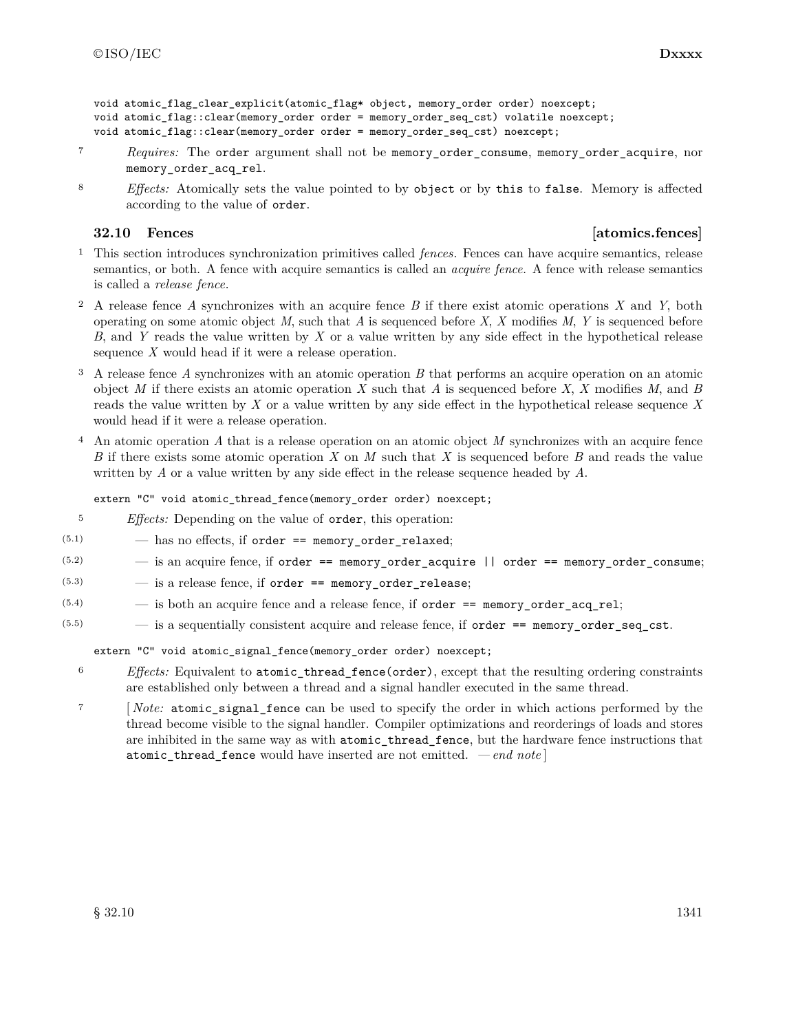```
void atomic_flag_clear_explicit(atomic_flag* object, memory_order order) noexcept;
void atomic_flag::clear(memory_order order = memory_order_seq_cst) volatile noexcept;
void atomic_flag::clear(memory_order order = memory_order_seq_cst) noexcept;
```

7 *Requires:* The `order` argument shall not be `memory_order_consume`, `memory_order_acquire`, nor `memory_order_acq_rel`.

8 *Effects:* Atomically sets the value pointed to by `object` or by `this` to `false`. Memory is affected according to the value of `order`.

### 32.10 Fences [atomics.fences]

1 This section introduces synchronization primitives called *fences*. Fences can have acquire semantics, release semantics, or both. A fence with acquire semantics is called an *acquire fence*. A fence with release semantics is called a *release fence*.

2 A release fence *A* synchronizes with an acquire fence *B* if there exist atomic operations *X* and *Y*, both operating on some atomic object *M*, such that *A* is sequenced before *X*, *X* modifies *M*, *Y* is sequenced before *B*, and *Y* reads the value written by *X* or a value written by any side effect in the hypothetical release sequence *X* would head if it were a release operation.

3 A release fence *A* synchronizes with an atomic operation *B* that performs an acquire operation on an atomic object *M* if there exists an atomic operation *X* such that *A* is sequenced before *X*, *X* modifies *M*, and *B* reads the value written by *X* or a value written by any side effect in the hypothetical release sequence *X* would head if it were a release operation.

4 An atomic operation *A* that is a release operation on an atomic object *M* synchronizes with an acquire fence *B* if there exists some atomic operation *X* on *M* such that *X* is sequenced before *B* and reads the value written by *A* or a value written by any side effect in the release sequence headed by *A*.

```
extern "C" void atomic_thread_fence(memory_order order) noexcept;
```

5 *Effects:* Depending on the value of `order`, this operation:

(5.1) — has no effects, if `order == memory_order_relaxed`;

(5.2) — is an acquire fence, if `order == memory_order_acquire || order == memory_order_consume`;

(5.3) — is a release fence, if `order == memory_order_release`;

(5.4) — is both an acquire fence and a release fence, if `order == memory_order_acq_rel`;

(5.5) — is a sequentially consistent acquire and release fence, if `order == memory_order_seq_cst`.

```
extern "C" void atomic_signal_fence(memory_order order) noexcept;
```

6 *Effects:* Equivalent to `atomic_thread_fence(order)`, except that the resulting ordering constraints are established only between a thread and a signal handler executed in the same thread.

7 [ *Note:* `atomic_signal_fence` can be used to specify the order in which actions performed by the thread become visible to the signal handler. Compiler optimizations and reorderings of loads and stores are inhibited in the same way as with `atomic_thread_fence`, but the hardware fence instructions that `atomic_thread_fence` would have inserted are not emitted. — *end note* ]